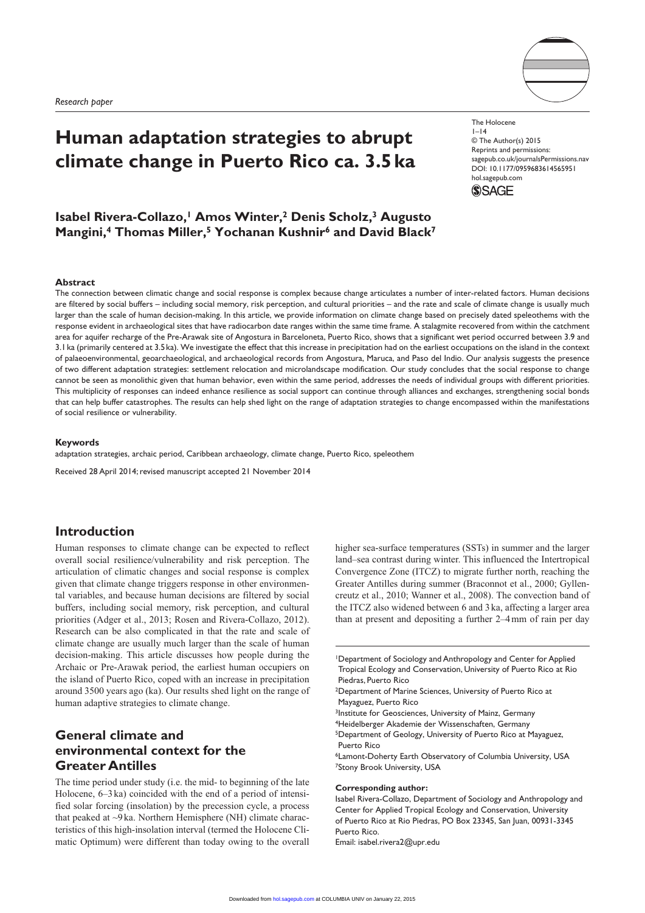*Research paper*

# Human adaptation strategies to abrupt climate change in Puerto Rico ca. 3.5 ka

The Holocene
1–14
© The Author(s) 2015
Reprints and permissions: sagepub.co.uk/journalsPermissions.nav
DOI: 10.1177/0959683614565951
hol.sagepub.com

**Isabel Rivera-Collazo,[1] Amos Winter,[2] Denis Scholz,[3] Augusto Mangini,[4] Thomas Miller,[5] Yochanan Kushnir[6] and David Black[7]**

## Abstract

The connection between climatic change and social response is complex because change articulates a number of inter-related factors. Human decisions are filtered by social buffers – including social memory, risk perception, and cultural priorities – and the rate and scale of climate change is usually much larger than the scale of human decision-making. In this article, we provide information on climate change based on precisely dated speleothems with the response evident in archaeological sites that have radiocarbon date ranges within the same time frame. A stalagmite recovered from within the catchment area for aquifer recharge of the Pre-Arawak site of Angostura in Barceloneta, Puerto Rico, shows that a significant wet period occurred between 3.9 and 3.1 ka (primarily centered at 3.5 ka). We investigate the effect that this increase in precipitation had on the earliest occupations on the island in the context of palaeoenvironmental, geoarchaeological, and archaeological records from Angostura, Maruca, and Paso del Indio. Our analysis suggests the presence of two different adaptation strategies: settlement relocation and microlandscape modification. Our study concludes that the social response to change cannot be seen as monolithic given that human behavior, even within the same period, addresses the needs of individual groups with different priorities. This multiplicity of responses can indeed enhance resilience as social support can continue through alliances and exchanges, strengthening social bonds that can help buffer catastrophes. The results can help shed light on the range of adaptation strategies to change encompassed within the manifestations of social resilience or vulnerability.

### Keywords

adaptation strategies, archaic period, Caribbean archaeology, climate change, Puerto Rico, speleothem

Received 28 April 2014; revised manuscript accepted 21 November 2014

## Introduction

Human responses to climate change can be expected to reflect overall social resilience/vulnerability and risk perception. The articulation of climatic changes and social response is complex given that climate change triggers response in other environmental variables, and because human decisions are filtered by social buffers, including social memory, risk perception, and cultural priorities (Adger et al., 2013; Rosen and Rivera-Collazo, 2012). Research can be also complicated in that the rate and scale of climate change are usually much larger than the scale of human decision-making. This article discusses how people during the Archaic or Pre-Arawak period, the earliest human occupiers on the island of Puerto Rico, coped with an increase in precipitation around 3500 years ago (ka). Our results shed light on the range of human adaptive strategies to climate change.

## General climate and environmental context for the Greater Antilles

The time period under study (i.e. the mid- to beginning of the late Holocene, 6–3 ka) coincided with the end of a period of intensified solar forcing (insolation) by the precession cycle, a process that peaked at ~9 ka. Northern Hemisphere (NH) climate characteristics of this high-insolation interval (termed the Holocene Climatic Optimum) were different than today owing to the overall higher sea-surface temperatures (SSTs) in summer and the larger land–sea contrast during winter. This influenced the Intertropical Convergence Zone (ITCZ) to migrate further north, reaching the Greater Antilles during summer (Braconnot et al., 2000; Gyllencreutz et al., 2010; Wanner et al., 2008). The convection band of the ITCZ also widened between 6 and 3 ka, affecting a larger area than at present and depositing a further 2–4 mm of rain per day

---

[1]Department of Sociology and Anthropology and Center for Applied Tropical Ecology and Conservation, University of Puerto Rico at Rio Piedras, Puerto Rico
[2]Department of Marine Sciences, University of Puerto Rico at Mayaguez, Puerto Rico
[3]Institute for Geosciences, University of Mainz, Germany
[4]Heidelberger Akademie der Wissenschaften, Germany
[5]Department of Geology, University of Puerto Rico at Mayaguez, Puerto Rico
[6]Lamont-Doherty Earth Observatory of Columbia University, USA
[7]Stony Brook University, USA

**Corresponding author:**
Isabel Rivera-Collazo, Department of Sociology and Anthropology and Center for Applied Tropical Ecology and Conservation, University of Puerto Rico at Rio Piedras, PO Box 23345, San Juan, 00931-3345 Puerto Rico.
Email: isabel.rivera2@upr.edu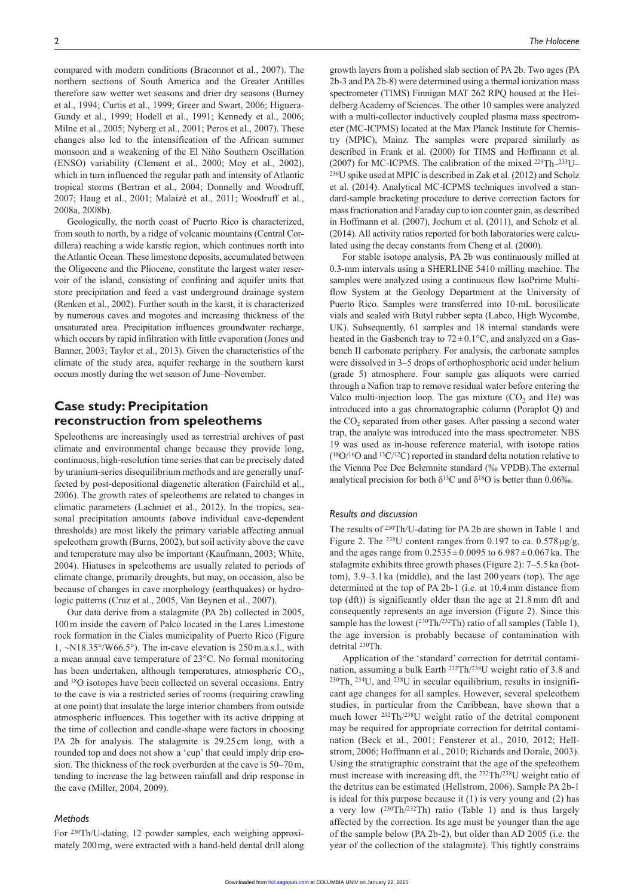compared with modern conditions (Braconnot et al., 2007). The northern sections of South America and the Greater Antilles therefore saw wetter wet seasons and drier dry seasons (Burney et al., 1994; Curtis et al., 1999; Greer and Swart, 2006; Higuera-Gundy et al., 1999; Hodell et al., 1991; Kennedy et al., 2006; Milne et al., 2005; Nyberg et al., 2001; Peros et al., 2007). These changes also led to the intensification of the African summer monsoon and a weakening of the El Niño Southern Oscillation (ENSO) variability (Clement et al., 2000; Moy et al., 2002), which in turn influenced the regular path and intensity of Atlantic tropical storms (Bertran et al., 2004; Donnelly and Woodruff, 2007; Haug et al., 2001; Malaizé et al., 2011; Woodruff et al., 2008a, 2008b).

Geologically, the north coast of Puerto Rico is characterized, from south to north, by a ridge of volcanic mountains (Central Cordillera) reaching a wide karstic region, which continues north into the Atlantic Ocean. These limestone deposits, accumulated between the Oligocene and the Pliocene, constitute the largest water reservoir of the island, consisting of confining and aquifer units that store precipitation and feed a vast underground drainage system (Renken et al., 2002). Further south in the karst, it is characterized by numerous caves and mogotes and increasing thickness of the unsaturated area. Precipitation influences groundwater recharge, which occurs by rapid infiltration with little evaporation (Jones and Banner, 2003; Taylor et al., 2013). Given the characteristics of the climate of the study area, aquifer recharge in the southern karst occurs mostly during the wet season of June–November.

## Case study: Precipitation reconstruction from speleothems

Speleothems are increasingly used as terrestrial archives of past climate and environmental change because they provide long, continuous, high-resolution time series that can be precisely dated by uranium-series disequilibrium methods and are generally unaffected by post-depositional diagenetic alteration (Fairchild et al., 2006). The growth rates of speleothems are related to changes in climatic parameters (Lachniet et al., 2012). In the tropics, seasonal precipitation amounts (above individual cave-dependent thresholds) are most likely the primary variable affecting annual speleothem growth (Burns, 2002), but soil activity above the cave and temperature may also be important (Kaufmann, 2003; White, 2004). Hiatuses in speleothems are usually related to periods of climate change, primarily droughts, but may, on occasion, also be because of changes in cave morphology (earthquakes) or hydrologic patterns (Cruz et al., 2005, Van Beynen et al., 2007).

Our data derive from a stalagmite (PA 2b) collected in 2005, 100 m inside the cavern of Palco located in the Lares Limestone rock formation in the Ciales municipality of Puerto Rico (Figure 1, ~N18.35°/W66.5°). The in-cave elevation is 250 m.a.s.l., with a mean annual cave temperature of 23°C. No formal monitoring has been undertaken, although temperatures, atmospheric $CO_2$, and $^{18}O$ isotopes have been collected on several occasions. Entry to the cave is via a restricted series of rooms (requiring crawling at one point) that insulate the large interior chambers from outside atmospheric influences. This together with its active dripping at the time of collection and candle-shape were factors in choosing PA 2b for analysis. The stalagmite is 29.25 cm long, with a rounded top and does not show a 'cup' that could imply drip erosion. The thickness of the rock overburden at the cave is 50–70 m, tending to increase the lag between rainfall and drip response in the cave (Miller, 2004, 2009).

### Methods

For $^{230}Th/U$-dating, 12 powder samples, each weighing approximately 200 mg, were extracted with a hand-held dental drill along growth layers from a polished slab section of PA 2b. Two ages (PA 2b-3 and PA 2b-8) were determined using a thermal ionization mass spectrometer (TIMS) Finnigan MAT 262 RPQ housed at the Heidelberg Academy of Sciences. The other 10 samples were analyzed with a multi-collector inductively coupled plasma mass spectrometer (MC-ICPMS) located at the Max Planck Institute for Chemistry (MPIC), Mainz. The samples were prepared similarly as described in Frank et al. (2000) for TIMS and Hoffmann et al. (2007) for MC-ICPMS. The calibration of the mixed $^{229}Th$–$^{233}U$–$^{236}U$ spike used at MPIC is described in Zak et al. (2012) and Scholz et al. (2014). Analytical MC-ICPMS techniques involved a standard-sample bracketing procedure to derive correction factors for mass fractionation and Faraday cup to ion counter gain, as described in Hoffmann et al. (2007), Jochum et al. (2011), and Scholz et al. (2014). All activity ratios reported for both laboratories were calculated using the decay constants from Cheng et al. (2000).

For stable isotope analysis, PA 2b was continuously milled at 0.3-mm intervals using a SHERLINE 5410 milling machine. The samples were analyzed using a continuous flow IsoPrime Multiflow System at the Geology Department at the University of Puerto Rico. Samples were transferred into 10-mL borosilicate vials and sealed with Butyl rubber septa (Labco, High Wycombe, UK). Subsequently, 61 samples and 18 internal standards were heated in the Gasbench tray to 72 ± 0.1°C, and analyzed on a Gasbench II carbonate periphery. For analysis, the carbonate samples were dissolved in 3–5 drops of orthophosphoric acid under helium (grade 5) atmosphere. Four sample gas aliquots were carried through a Nafion trap to remove residual water before entering the Valco multi-injection loop. The gas mixture ($CO_2$ and He) was introduced into a gas chromatographic column (Poraplot Q) and the $CO_2$ separated from other gases. After passing a second water trap, the analyte was introduced into the mass spectrometer. NBS 19 was used as in-house reference material, with isotope ratios ($^{18}O/^{16}O$ and $^{13}C/^{12}C$) reported in standard delta notation relative to the Vienna Pee Dee Belemnite standard (‰ VPDB).The external analytical precision for both $\delta^{13}C$ and $\delta^{18}O$ is better than 0.06‰.

### Results and discussion

The results of $^{230}Th/U$-dating for PA 2b are shown in Table 1 and Figure 2. The $^{238}U$ content ranges from 0.197 to ca. 0.578 µg/g, and the ages range from 0.2535 ± 0.0095 to 6.987 ± 0.067 ka. The stalagmite exhibits three growth phases (Figure 2): 7–5.5 ka (bottom), 3.9–3.1 ka (middle), and the last 200 years (top). The age determined at the top of PA 2b-1 (i.e. at 10.4 mm distance from top (dft)) is significantly older than the age at 21.8 mm dft and consequently represents an age inversion (Figure 2). Since this sample has the lowest ($^{230}Th/^{232}Th$) ratio of all samples (Table 1), the age inversion is probably because of contamination with detrital $^{230}Th$.

Application of the 'standard' correction for detrital contamination, assuming a bulk Earth $^{232}Th/^{238}U$ weight ratio of 3.8 and $^{230}Th$, $^{234}U$, and $^{238}U$ in secular equilibrium, results in insignificant age changes for all samples. However, several speleothem studies, in particular from the Caribbean, have shown that a much lower $^{232}Th/^{238}U$ weight ratio of the detrital component may be required for appropriate correction for detrital contamination (Beck et al., 2001; Fensterer et al., 2010, 2012; Hellstrom, 2006; Hoffmann et al., 2010; Richards and Dorale, 2003). Using the stratigraphic constraint that the age of the speleothem must increase with increasing dft, the $^{232}Th/^{238}U$ weight ratio of the detritus can be estimated (Hellstrom, 2006). Sample PA 2b-1 is ideal for this purpose because it (1) is very young and (2) has a very low ($^{230}Th/^{232}Th$) ratio (Table 1) and is thus largely affected by the correction. Its age must be younger than the age of the sample below (PA 2b-2), but older than AD 2005 (i.e. the year of the collection of the stalagmite). This tightly constrains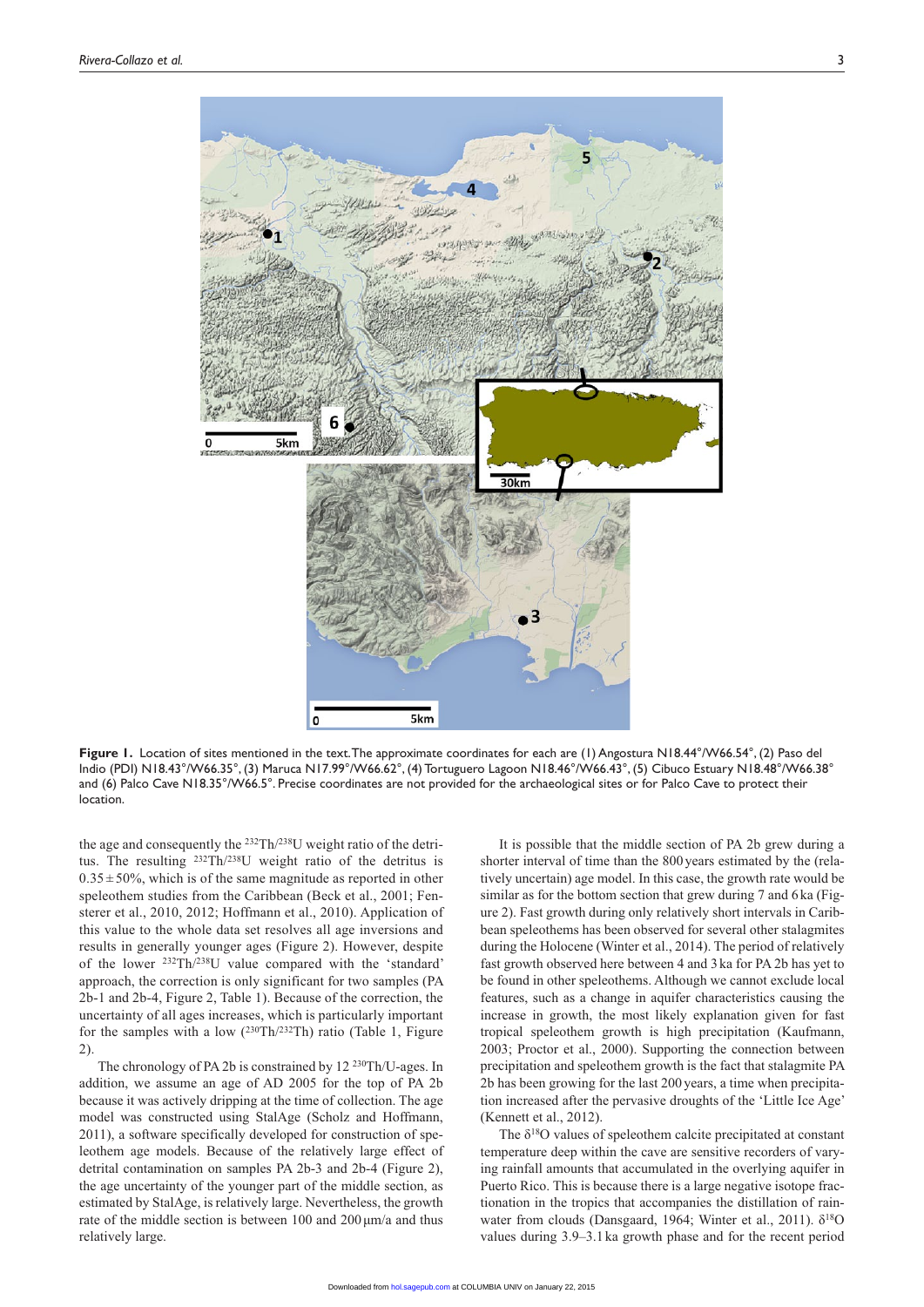**Figure 1.** Location of sites mentioned in the text. The approximate coordinates for each are (1) Angostura N18.44°/W66.54°, (2) Paso del Indio (PDI) N18.43°/W66.35°, (3) Maruca N17.99°/W66.62°, (4) Tortuguero Lagoon N18.46°/W66.43°, (5) Cibuco Estuary N18.48°/W66.38° and (6) Palco Cave N18.35°/W66.5°. Precise coordinates are not provided for the archaeological sites or for Palco Cave to protect their location.

the age and consequently the $^{232}Th/^{238}U$ weight ratio of the detritus. The resulting $^{232}Th/^{238}U$ weight ratio of the detritus is $0.35 \pm 50\%$, which is of the same magnitude as reported in other speleothem studies from the Caribbean (Beck et al., 2001; Fensterer et al., 2010, 2012; Hoffmann et al., 2010). Application of this value to the whole data set resolves all age inversions and results in generally younger ages (Figure 2). However, despite of the lower $^{232}Th/^{238}U$ value compared with the 'standard' approach, the correction is only significant for two samples (PA 2b-1 and 2b-4, Figure 2, Table 1). Because of the correction, the uncertainty of all ages increases, which is particularly important for the samples with a low ($^{230}Th/^{232}Th$) ratio (Table 1, Figure 2).

The chronology of PA 2b is constrained by 12 $^{230}Th/U$-ages. In addition, we assume an age of AD 2005 for the top of PA 2b because it was actively dripping at the time of collection. The age model was constructed using StalAge (Scholz and Hoffmann, 2011), a software specifically developed for construction of speleothem age models. Because of the relatively large effect of detrital contamination on samples PA 2b-3 and 2b-4 (Figure 2), the age uncertainty of the younger part of the middle section, as estimated by StalAge, is relatively large. Nevertheless, the growth rate of the middle section is between 100 and 200 µm/a and thus relatively large.

It is possible that the middle section of PA 2b grew during a shorter interval of time than the 800 years estimated by the (relatively uncertain) age model. In this case, the growth rate would be similar as for the bottom section that grew during 7 and 6 ka (Figure 2). Fast growth during only relatively short intervals in Caribbean speleothems has been observed for several other stalagmites during the Holocene (Winter et al., 2014). The period of relatively fast growth observed here between 4 and 3 ka for PA 2b has yet to be found in other speleothems. Although we cannot exclude local features, such as a change in aquifer characteristics causing the increase in growth, the most likely explanation given for fast tropical speleothem growth is high precipitation (Kaufmann, 2003; Proctor et al., 2000). Supporting the connection between precipitation and speleothem growth is the fact that stalagmite PA 2b has been growing for the last 200 years, a time when precipitation increased after the pervasive droughts of the 'Little Ice Age' (Kennett et al., 2012).

The $\delta^{18}O$ values of speleothem calcite precipitated at constant temperature deep within the cave are sensitive recorders of varying rainfall amounts that accumulated in the overlying aquifer in Puerto Rico. This is because there is a large negative isotope fractionation in the tropics that accompanies the distillation of rainwater from clouds (Dansgaard, 1964; Winter et al., 2011). $\delta^{18}O$ values during 3.9–3.1 ka growth phase and for the recent period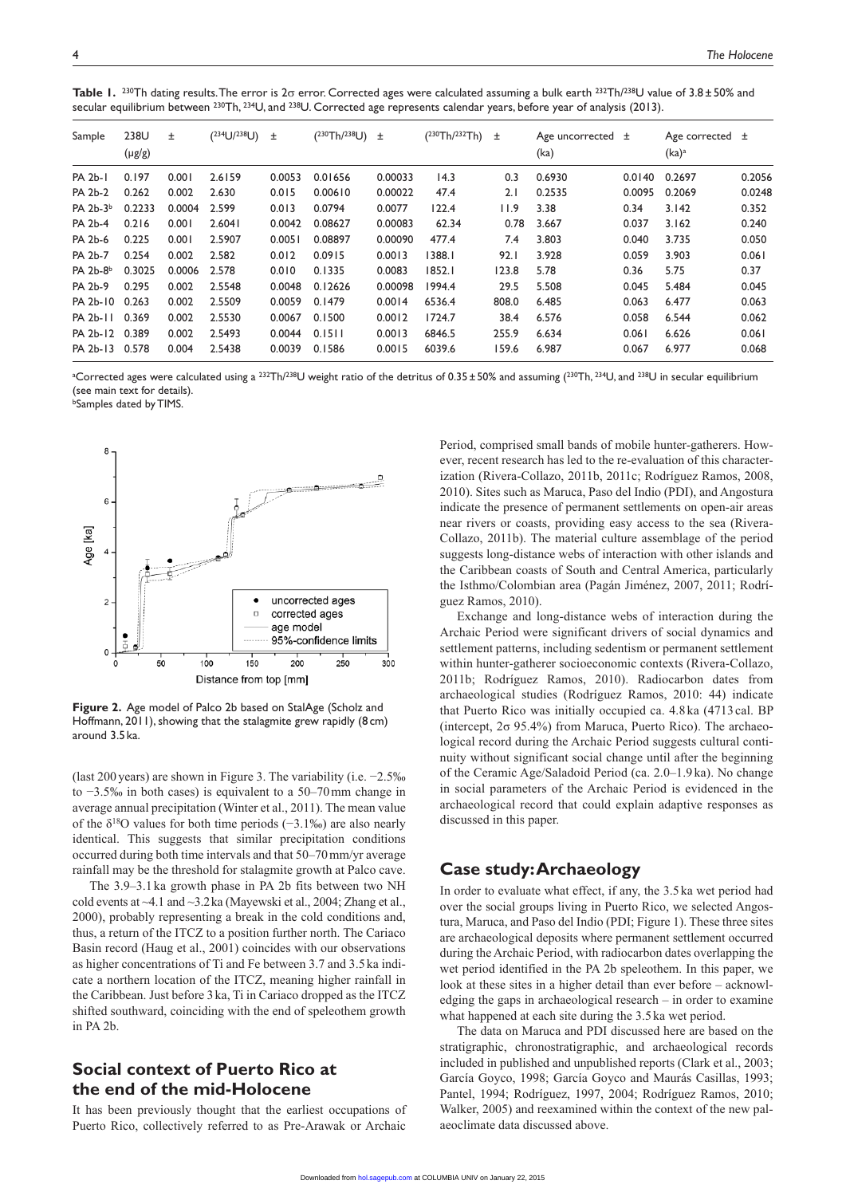**Table 1.** $^{230}$Th dating results. The error is 2σ error. Corrected ages were calculated assuming a bulk earth $^{232}$Th/$^{238}$U value of 3.8 ± 50% and secular equilibrium between $^{230}$Th, $^{234}$U, and $^{238}$U. Corrected age represents calendar years, before year of analysis (2013).

| Sample | 238U (μg/g) | ± | ($^{234}$U/$^{238}$U) | ± | ($^{230}$Th/$^{238}$U) | ± | ($^{230}$Th/$^{232}$Th) | ± | Age uncorrected (ka) | ± | Age corrected (ka)[a] | ± |
|---|---|---|---|---|---|---|---|---|---|---|---|---|
| PA 2b-1 | 0.197 | 0.001 | 2.6159 | 0.0053 | 0.01656 | 0.00033 | 14.3 | 0.3 | 0.6930 | 0.0140 | 0.2697 | 0.2056 |
| PA 2b-2 | 0.262 | 0.002 | 2.630 | 0.015 | 0.00610 | 0.00022 | 47.4 | 2.1 | 0.2535 | 0.0095 | 0.2069 | 0.0248 |
| PA 2b-3[b] | 0.2233 | 0.0004 | 2.599 | 0.013 | 0.0794 | 0.0077 | 122.4 | 11.9 | 3.38 | 0.34 | 3.142 | 0.352 |
| PA 2b-4 | 0.216 | 0.001 | 2.6041 | 0.0042 | 0.08627 | 0.00083 | 62.34 | 0.78 | 3.667 | 0.037 | 3.162 | 0.240 |
| PA 2b-6 | 0.225 | 0.001 | 2.5907 | 0.0051 | 0.08897 | 0.00090 | 477.4 | 7.4 | 3.803 | 0.040 | 3.735 | 0.050 |
| PA 2b-7 | 0.254 | 0.002 | 2.582 | 0.012 | 0.0915 | 0.0013 | 1388.1 | 92.1 | 3.928 | 0.059 | 3.903 | 0.061 |
| PA 2b-8[b] | 0.3025 | 0.0006 | 2.578 | 0.010 | 0.1335 | 0.0083 | 1852.1 | 123.8 | 5.78 | 0.36 | 5.75 | 0.37 |
| PA 2b-9 | 0.295 | 0.002 | 2.5548 | 0.0048 | 0.12626 | 0.00098 | 1994.4 | 29.5 | 5.508 | 0.045 | 5.484 | 0.045 |
| PA 2b-10 | 0.263 | 0.002 | 2.5509 | 0.0059 | 0.1479 | 0.0014 | 6536.4 | 808.0 | 6.485 | 0.063 | 6.477 | 0.063 |
| PA 2b-11 | 0.369 | 0.002 | 2.5530 | 0.0067 | 0.1500 | 0.0012 | 1724.7 | 38.4 | 6.576 | 0.058 | 6.544 | 0.062 |
| PA 2b-12 | 0.389 | 0.002 | 2.5493 | 0.0044 | 0.1511 | 0.0013 | 6846.5 | 255.9 | 6.634 | 0.061 | 6.626 | 0.061 |
| PA 2b-13 | 0.578 | 0.004 | 2.5438 | 0.0039 | 0.1586 | 0.0015 | 6039.6 | 159.6 | 6.987 | 0.067 | 6.977 | 0.068 |

[a]Corrected ages were calculated using a $^{232}$Th/$^{238}$U weight ratio of the detritus of 0.35 ± 50% and assuming ($^{230}$Th, $^{234}$U, and $^{238}$U in secular equilibrium (see main text for details).
[b]Samples dated by TIMS.

**Figure 2.** Age model of Palco 2b based on StalAge (Scholz and Hoffmann, 2011), showing that the stalagmite grew rapidly (8 cm) around 3.5 ka.

(last 200 years) are shown in Figure 3. The variability (i.e. −2.5‰ to −3.5‰ in both cases) is equivalent to a 50–70 mm change in average annual precipitation (Winter et al., 2011). The mean value of the δ$^{18}$O values for both time periods (−3.1‰) are also nearly identical. This suggests that similar precipitation conditions occurred during both time intervals and that 50–70 mm/yr average rainfall may be the threshold for stalagmite growth at Palco cave.

The 3.9–3.1 ka growth phase in PA 2b fits between two NH cold events at ~4.1 and ~3.2 ka (Mayewski et al., 2004; Zhang et al., 2000), probably representing a break in the cold conditions and, thus, a return of the ITCZ to a position further north. The Cariaco Basin record (Haug et al., 2001) coincides with our observations as higher concentrations of Ti and Fe between 3.7 and 3.5 ka indicate a northern location of the ITCZ, meaning higher rainfall in the Caribbean. Just before 3 ka, Ti in Cariaco dropped as the ITCZ shifted southward, coinciding with the end of speleothem growth in PA 2b.

## Social context of Puerto Rico at the end of the mid-Holocene

It has been previously thought that the earliest occupations of Puerto Rico, collectively referred to as Pre-Arawak or Archaic Period, comprised small bands of mobile hunter-gatherers. However, recent research has led to the re-evaluation of this characterization (Rivera-Collazo, 2011b, 2011c; Rodríguez Ramos, 2008, 2010). Sites such as Maruca, Paso del Indio (PDI), and Angostura indicate the presence of permanent settlements on open-air areas near rivers or coasts, providing easy access to the sea (Rivera-Collazo, 2011b). The material culture assemblage of the period suggests long-distance webs of interaction with other islands and the Caribbean coasts of South and Central America, particularly the Isthmo/Colombian area (Pagán Jiménez, 2007, 2011; Rodríguez Ramos, 2010).

Exchange and long-distance webs of interaction during the Archaic Period were significant drivers of social dynamics and settlement patterns, including sedentism or permanent settlement within hunter-gatherer socioeconomic contexts (Rivera-Collazo, 2011b; Rodríguez Ramos, 2010). Radiocarbon dates from archaeological studies (Rodríguez Ramos, 2010: 44) indicate that Puerto Rico was initially occupied ca. 4.8 ka (4713 cal. BP (intercept, 2σ 95.4%) from Maruca, Puerto Rico). The archaeological record during the Archaic Period suggests cultural continuity without significant social change until after the beginning of the Ceramic Age/Saladoid Period (ca. 2.0–1.9 ka). No change in social parameters of the Archaic Period is evidenced in the archaeological record that could explain adaptive responses as discussed in this paper.

## Case study: Archaeology

In order to evaluate what effect, if any, the 3.5 ka wet period had over the social groups living in Puerto Rico, we selected Angostura, Maruca, and Paso del Indio (PDI; Figure 1). These three sites are archaeological deposits where permanent settlement occurred during the Archaic Period, with radiocarbon dates overlapping the wet period identified in the PA 2b speleothem. In this paper, we look at these sites in a higher detail than ever before – acknowledging the gaps in archaeological research – in order to examine what happened at each site during the 3.5 ka wet period.

The data on Maruca and PDI discussed here are based on the stratigraphic, chronostratigraphic, and archaeological records included in published and unpublished reports (Clark et al., 2003; García Goyco, 1998; García Goyco and Maurás Casillas, 1993; Pantel, 1994; Rodríguez, 1997, 2004; Rodríguez Ramos, 2010; Walker, 2005) and reexamined within the context of the new palaeoclimate data discussed above.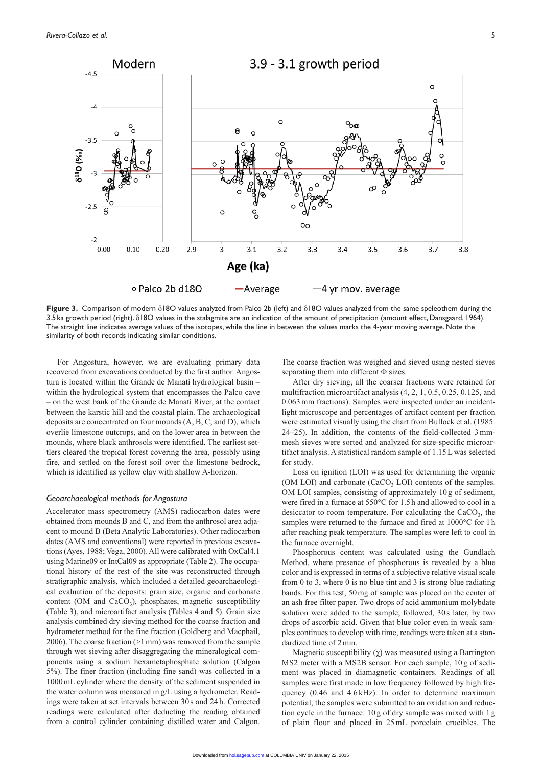**Figure 3.** Comparison of modern δ18O values analyzed from Palco 2b (left) and δ18O values analyzed from the same speleothem during the 3.5 ka growth period (right). δ18O values in the stalagmite are an indication of the amount of precipitation (amount effect, Dansgaard, 1964). The straight line indicates average values of the isotopes, while the line in between the values marks the 4-year moving average. Note the similarity of both records indicating similar conditions.

For Angostura, however, we are evaluating primary data recovered from excavations conducted by the first author. Angostura is located within the Grande de Manatí hydrological basin – within the hydrological system that encompasses the Palco cave – on the west bank of the Grande de Manatí River, at the contact between the karstic hill and the coastal plain. The archaeological deposits are concentrated on four mounds (A, B, C, and D), which overlie limestone outcrops, and on the lower area in between the mounds, where black anthrosols were identified. The earliest settlers cleared the tropical forest covering the area, possibly using fire, and settled on the forest soil over the limestone bedrock, which is identified as yellow clay with shallow A-horizon.

### *Geoarchaeological methods for Angostura*

Accelerator mass spectrometry (AMS) radiocarbon dates were obtained from mounds B and C, and from the anthrosol area adjacent to mound B (Beta Analytic Laboratories). Other radiocarbon dates (AMS and conventional) were reported in previous excavations (Ayes, 1988; Vega, 2000). All were calibrated with OxCal4.1 using Marine09 or IntCal09 as appropriate (Table 2). The occupational history of the rest of the site was reconstructed through stratigraphic analysis, which included a detailed geoarchaeological evaluation of the deposits: grain size, organic and carbonate content (OM and $CaCO_3$), phosphates, magnetic susceptibility (Table 3), and microartifact analysis (Tables 4 and 5). Grain size analysis combined dry sieving method for the coarse fraction and hydrometer method for the fine fraction (Goldberg and Macphail, 2006). The coarse fraction (>1 mm) was removed from the sample through wet sieving after disaggregating the mineralogical components using a sodium hexametaphosphate solution (Calgon 5%). The finer fraction (including fine sand) was collected in a 1000 mL cylinder where the density of the sediment suspended in the water column was measured in g/L using a hydrometer. Readings were taken at set intervals between 30 s and 24 h. Corrected readings were calculated after deducting the reading obtained from a control cylinder containing distilled water and Calgon. The coarse fraction was weighed and sieved using nested sieves separating them into different Φ sizes.

After dry sieving, all the coarser fractions were retained for multifraction microartifact analysis (4, 2, 1, 0.5, 0.25, 0.125, and 0.063 mm fractions). Samples were inspected under an incident-light microscope and percentages of artifact content per fraction were estimated visually using the chart from Bullock et al. (1985: 24–25). In addition, the contents of the field-collected 3 mm-mesh sieves were sorted and analyzed for size-specific microartifact analysis. A statistical random sample of 1.15 L was selected for study.

Loss on ignition (LOI) was used for determining the organic (OM LOI) and carbonate ($CaCO_3$ LOI) contents of the samples. OM LOI samples, consisting of approximately 10 g of sediment, were fired in a furnace at 550°C for 1.5 h and allowed to cool in a desiccator to room temperature. For calculating the $CaCO_3$, the samples were returned to the furnace and fired at 1000°C for 1 h after reaching peak temperature. The samples were left to cool in the furnace overnight.

Phosphorous content was calculated using the Gundlach Method, where presence of phosphorous is revealed by a blue color and is expressed in terms of a subjective relative visual scale from 0 to 3, where 0 is no blue tint and 3 is strong blue radiating bands. For this test, 50 mg of sample was placed on the center of an ash free filter paper. Two drops of acid ammonium molybdate solution were added to the sample, followed, 30 s later, by two drops of ascorbic acid. Given that blue color even in weak samples continues to develop with time, readings were taken at a standardized time of 2 min.

Magnetic susceptibility (χ) was measured using a Bartington MS2 meter with a MS2B sensor. For each sample, 10 g of sediment was placed in diamagnetic containers. Readings of all samples were first made in low frequency followed by high frequency (0.46 and 4.6 kHz). In order to determine maximum potential, the samples were submitted to an oxidation and reduction cycle in the furnace: 10 g of dry sample was mixed with 1 g of plain flour and placed in 25 mL porcelain crucibles. The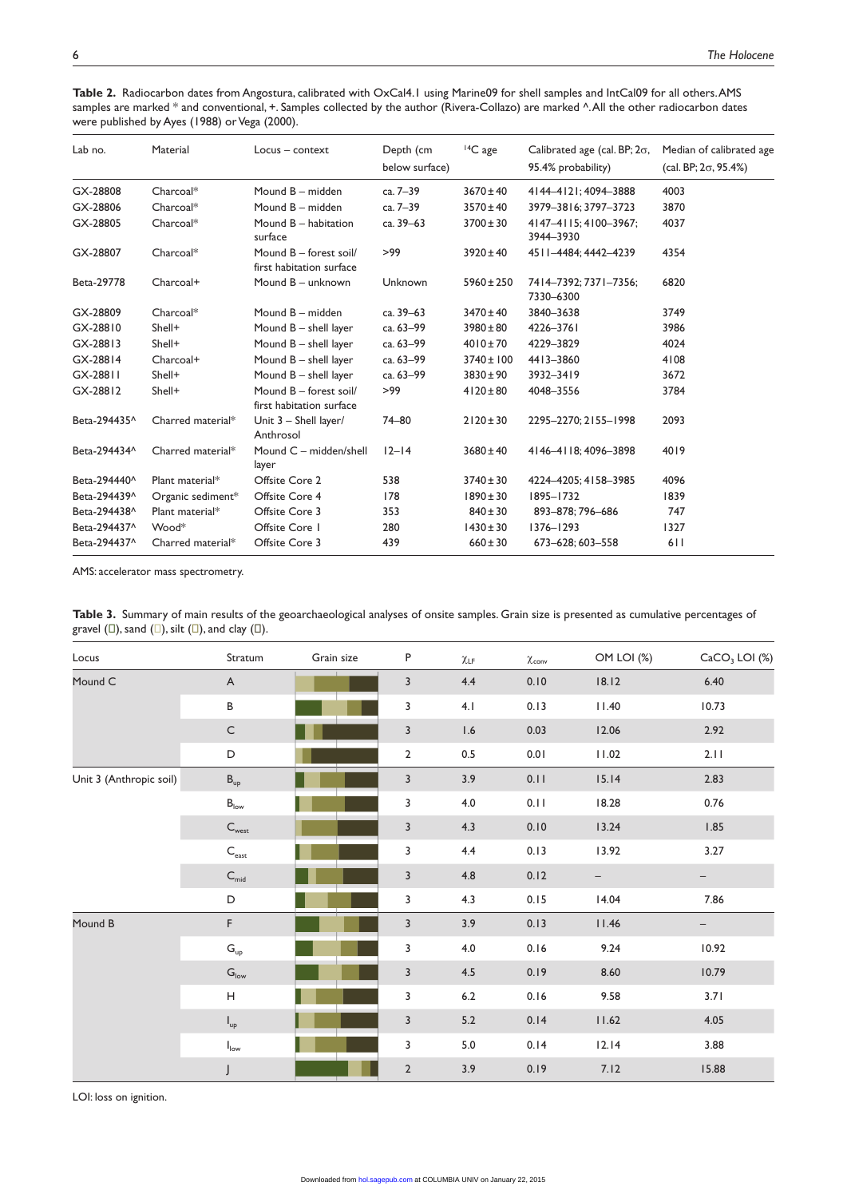**Table 2.** Radiocarbon dates from Angostura, calibrated with OxCal4.1 using Marine09 for shell samples and IntCal09 for all others. AMS samples are marked * and conventional, +. Samples collected by the author (Rivera-Collazo) are marked ^. All the other radiocarbon dates were published by Ayes (1988) or Vega (2000).

| Lab no. | Material | Locus – context | Depth (cm below surface) | $^{14}C$ age | Calibrated age (cal. BP; 2σ, 95.4% probability) | Median of calibrated age (cal. BP; 2σ, 95.4%) |
|---|---|---|---|---|---|---|
| GX-28808 | Charcoal* | Mound B – midden | ca. 7–39 | 3670 ± 40 | 4144–4121; 4094–3888 | 4003 |
| GX-28806 | Charcoal* | Mound B – midden | ca. 7–39 | 3570 ± 40 | 3979–3816; 3797–3723 | 3870 |
| GX-28805 | Charcoal* | Mound B – habitation surface | ca. 39–63 | 3700 ± 30 | 4147–4115; 4100–3967; 3944–3930 | 4037 |
| GX-28807 | Charcoal* | Mound B – forest soil/ first habitation surface | >99 | 3920 ± 40 | 4511–4484; 4442–4239 | 4354 |
| Beta-29778 | Charcoal+ | Mound B – unknown | Unknown | 5960 ± 250 | 7414–7392; 7371–7356; 7330–6300 | 6820 |
| GX-28809 | Charcoal* | Mound B – midden | ca. 39–63 | 3470 ± 40 | 3840–3638 | 3749 |
| GX-28810 | Shell+ | Mound B – shell layer | ca. 63–99 | 3980 ± 80 | 4226–3761 | 3986 |
| GX-28813 | Shell+ | Mound B – shell layer | ca. 63–99 | 4010 ± 70 | 4229–3829 | 4024 |
| GX-28814 | Charcoal+ | Mound B – shell layer | ca. 63–99 | 3740 ± 100 | 4413–3860 | 4108 |
| GX-28811 | Shell+ | Mound B – shell layer | ca. 63–99 | 3830 ± 90 | 3932–3419 | 3672 |
| GX-28812 | Shell+ | Mound B – forest soil/ first habitation surface | >99 | 4120 ± 80 | 4048–3556 | 3784 |
| Beta-294435^ | Charred material* | Unit 3 – Shell layer/ Anthrosol | 74–80 | 2120 ± 30 | 2295–2270; 2155–1998 | 2093 |
| Beta-294434^ | Charred material* | Mound C – midden/shell layer | 12–14 | 3680 ± 40 | 4146–4118; 4096–3898 | 4019 |
| Beta-294440^ | Plant material* | Offsite Core 2 | 538 | 3740 ± 30 | 4224–4205; 4158–3985 | 4096 |
| Beta-294439^ | Organic sediment* | Offsite Core 4 | 178 | 1890 ± 30 | 1895–1732 | 1839 |
| Beta-294438^ | Plant material* | Offsite Core 3 | 353 | 840 ± 30 | 893–878; 796–686 | 747 |
| Beta-294437^ | Wood* | Offsite Core 1 | 280 | 1430 ± 30 | 1376–1293 | 1327 |
| Beta-294437^ | Charred material* | Offsite Core 3 | 439 | 660 ± 30 | 673–628; 603–558 | 611 |

AMS: accelerator mass spectrometry.

**Table 3.** Summary of main results of the geoarchaeological analyses of onsite samples. Grain size is presented as cumulative percentages of gravel (□), sand (□), silt (□), and clay (□).

| Locus | Stratum | Grain size | P | $\chi_{LF}$ | $\chi_{conv}$ | OM LOI (%) | $CaCO_3$ LOI (%) |
|---|---|---|---|---|---|---|---|
| Mound C | A | | 3 | 4.4 | 0.10 | 18.12 | 6.40 |
| | B | | 3 | 4.1 | 0.13 | 11.40 | 10.73 |
| | C | | 3 | 1.6 | 0.03 | 12.06 | 2.92 |
| | D | | 2 | 0.5 | 0.01 | 11.02 | 2.11 |
| Unit 3 (Anthropic soil) | $B_{up}$ | | 3 | 3.9 | 0.11 | 15.14 | 2.83 |
| | $B_{low}$ | | 3 | 4.0 | 0.11 | 18.28 | 0.76 |
| | $C_{west}$ | | 3 | 4.3 | 0.10 | 13.24 | 1.85 |
| | $C_{east}$ | | 3 | 4.4 | 0.13 | 13.92 | 3.27 |
| | $C_{mid}$ | | 3 | 4.8 | 0.12 | – | – |
| | D | | 3 | 4.3 | 0.15 | 14.04 | 7.86 |
| Mound B | F | | 3 | 3.9 | 0.13 | 11.46 | – |
| | $G_{up}$ | | 3 | 4.0 | 0.16 | 9.24 | 10.92 |
| | $G_{low}$ | | 3 | 4.5 | 0.19 | 8.60 | 10.79 |
| | H | | 3 | 6.2 | 0.16 | 9.58 | 3.71 |
| | $I_{up}$ | | 3 | 5.2 | 0.14 | 11.62 | 4.05 |
| | $I_{low}$ | | 3 | 5.0 | 0.14 | 12.14 | 3.88 |
| | J | | 2 | 3.9 | 0.19 | 7.12 | 15.88 |

LOI: loss on ignition.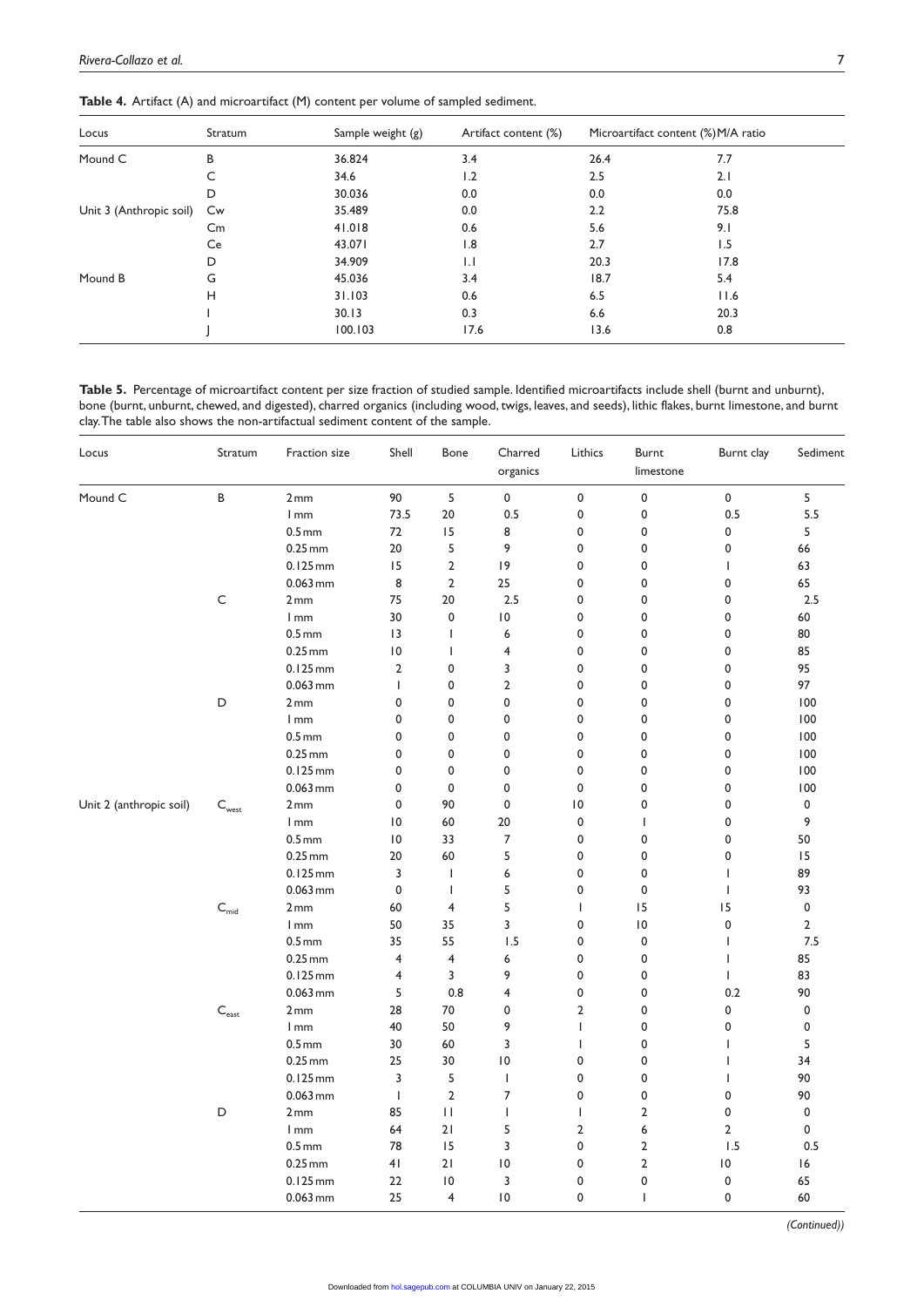**Table 4.** Artifact (A) and microartifact (M) content per volume of sampled sediment.

| Locus | Stratum | Sample weight (g) | Artifact content (%) | Microartifact content (%) | M/A ratio |
|---|---|---|---|---|---|
| Mound C | B | 36.824 | 3.4 | 26.4 | 7.7 |
| | C | 34.6 | 1.2 | 2.5 | 2.1 |
| | D | 30.036 | 0.0 | 0.0 | 0.0 |
| Unit 3 (Anthropic soil) | Cw | 35.489 | 0.0 | 2.2 | 75.8 |
| | Cm | 41.018 | 0.6 | 5.6 | 9.1 |
| | Ce | 43.071 | 1.8 | 2.7 | 1.5 |
| | D | 34.909 | 1.1 | 20.3 | 17.8 |
| Mound B | G | 45.036 | 3.4 | 18.7 | 5.4 |
| | H | 31.103 | 0.6 | 6.5 | 11.6 |
| | I | 30.13 | 0.3 | 6.6 | 20.3 |
| | J | 100.103 | 17.6 | 13.6 | 0.8 |

**Table 5.** Percentage of microartifact content per size fraction of studied sample. Identified microartifacts include shell (burnt and unburnt), bone (burnt, unburnt, chewed, and digested), charred organics (including wood, twigs, leaves, and seeds), lithic flakes, burnt limestone, and burnt clay. The table also shows the non-artifactual sediment content of the sample.

| Locus | Stratum | Fraction size | Shell | Bone | Charred organics | Lithics | Burnt limestone | Burnt clay | Sediment |
|---|---|---|---|---|---|---|---|---|---|
| Mound C | B | 2 mm | 90 | 5 | 0 | 0 | 0 | 0 | 5 |
| | | 1 mm | 73.5 | 20 | 0.5 | 0 | 0 | 0.5 | 5.5 |
| | | 0.5 mm | 72 | 15 | 8 | 0 | 0 | 0 | 5 |
| | | 0.25 mm | 20 | 5 | 9 | 0 | 0 | 0 | 66 |
| | | 0.125 mm | 15 | 2 | 19 | 0 | 0 | 1 | 63 |
| | | 0.063 mm | 8 | 2 | 25 | 0 | 0 | 0 | 65 |
| | C | 2 mm | 75 | 20 | 2.5 | 0 | 0 | 0 | 2.5 |
| | | 1 mm | 30 | 0 | 10 | 0 | 0 | 0 | 60 |
| | | 0.5 mm | 13 | 1 | 6 | 0 | 0 | 0 | 80 |
| | | 0.25 mm | 10 | 1 | 4 | 0 | 0 | 0 | 85 |
| | | 0.125 mm | 2 | 0 | 3 | 0 | 0 | 0 | 95 |
| | | 0.063 mm | 1 | 0 | 2 | 0 | 0 | 0 | 97 |
| | D | 2 mm | 0 | 0 | 0 | 0 | 0 | 0 | 100 |
| | | 1 mm | 0 | 0 | 0 | 0 | 0 | 0 | 100 |
| | | 0.5 mm | 0 | 0 | 0 | 0 | 0 | 0 | 100 |
| | | 0.25 mm | 0 | 0 | 0 | 0 | 0 | 0 | 100 |
| | | 0.125 mm | 0 | 0 | 0 | 0 | 0 | 0 | 100 |
| | | 0.063 mm | 0 | 0 | 0 | 0 | 0 | 0 | 100 |
| Unit 2 (anthropic soil) | $C_{west}$ | 2 mm | 0 | 90 | 0 | 10 | 0 | 0 | 0 |
| | | 1 mm | 10 | 60 | 20 | 0 | 1 | 0 | 9 |
| | | 0.5 mm | 10 | 33 | 7 | 0 | 0 | 0 | 50 |
| | | 0.25 mm | 20 | 60 | 5 | 0 | 0 | 0 | 15 |
| | | 0.125 mm | 3 | 1 | 6 | 0 | 0 | 1 | 89 |
| | | 0.063 mm | 0 | 1 | 5 | 0 | 0 | 1 | 93 |
| | $C_{mid}$ | 2 mm | 60 | 4 | 5 | 1 | 15 | 15 | 0 |
| | | 1 mm | 50 | 35 | 3 | 0 | 10 | 0 | 2 |
| | | 0.5 mm | 35 | 55 | 1.5 | 0 | 0 | 1 | 7.5 |
| | | 0.25 mm | 4 | 4 | 6 | 0 | 0 | 1 | 85 |
| | | 0.125 mm | 4 | 3 | 9 | 0 | 0 | 1 | 83 |
| | | 0.063 mm | 5 | 0.8 | 4 | 0 | 0 | 0.2 | 90 |
| | $C_{east}$ | 2 mm | 28 | 70 | 0 | 2 | 0 | 0 | 0 |
| | | 1 mm | 40 | 50 | 9 | 1 | 0 | 0 | 0 |
| | | 0.5 mm | 30 | 60 | 3 | 1 | 0 | 1 | 5 |
| | | 0.25 mm | 25 | 30 | 10 | 0 | 0 | 1 | 34 |
| | | 0.125 mm | 3 | 5 | 1 | 0 | 0 | 1 | 90 |
| | | 0.063 mm | 1 | 2 | 7 | 0 | 0 | 0 | 90 |
| | D | 2 mm | 85 | 11 | 1 | 1 | 2 | 0 | 0 |
| | | 1 mm | 64 | 21 | 5 | 2 | 6 | 2 | 0 |
| | | 0.5 mm | 78 | 15 | 3 | 0 | 2 | 1.5 | 0.5 |
| | | 0.25 mm | 41 | 21 | 10 | 0 | 2 | 10 | 16 |
| | | 0.125 mm | 22 | 10 | 3 | 0 | 0 | 0 | 65 |
| | | 0.063 mm | 25 | 4 | 10 | 0 | 1 | 0 | 60 |

*(Continued)*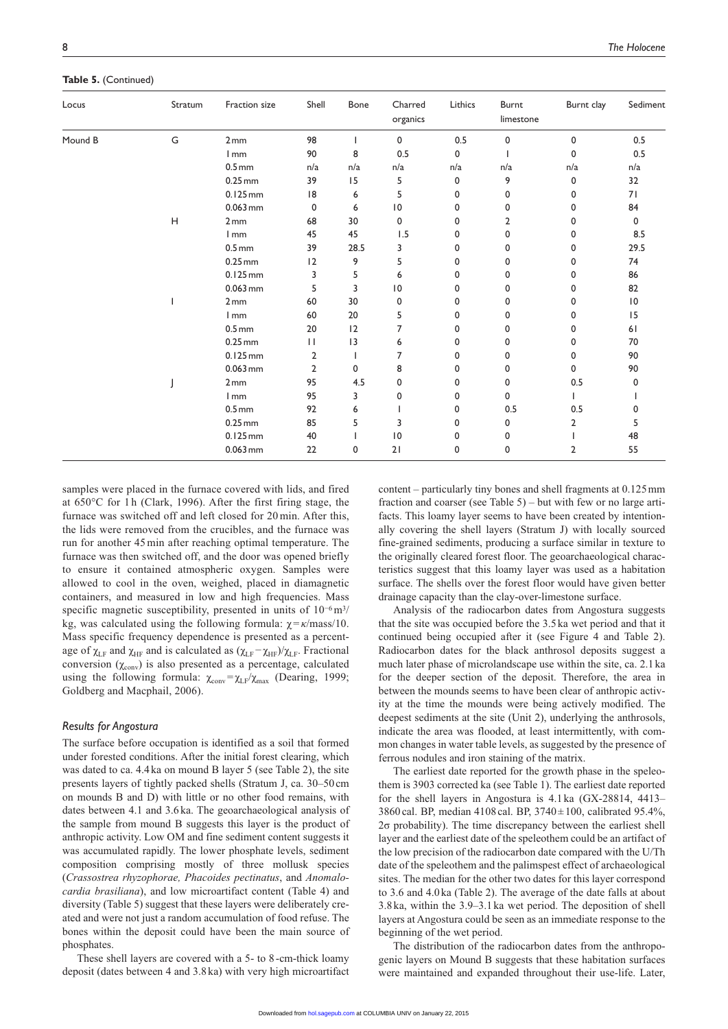**Table 5.** (Continued)

| Locus | Stratum | Fraction size | Shell | Bone | Charred organics | Lithics | Burnt limestone | Burnt clay | Sediment |
|---|---|---|---|---|---|---|---|---|---|
| Mound B | G | 2 mm | 98 | 1 | 0 | 0.5 | 0 | 0 | 0.5 |
| | | 1 mm | 90 | 8 | 0.5 | 0 | 1 | 0 | 0.5 |
| | | 0.5 mm | n/a | n/a | n/a | n/a | n/a | n/a | n/a |
| | | 0.25 mm | 39 | 15 | 5 | 0 | 9 | 0 | 32 |
| | | 0.125 mm | 18 | 6 | 5 | 0 | 0 | 0 | 71 |
| | | 0.063 mm | 0 | 6 | 10 | 0 | 0 | 0 | 84 |
| | H | 2 mm | 68 | 30 | 0 | 0 | 2 | 0 | 0 |
| | | 1 mm | 45 | 45 | 1.5 | 0 | 0 | 0 | 8.5 |
| | | 0.5 mm | 39 | 28.5 | 3 | 0 | 0 | 0 | 29.5 |
| | | 0.25 mm | 12 | 9 | 5 | 0 | 0 | 0 | 74 |
| | | 0.125 mm | 3 | 5 | 6 | 0 | 0 | 0 | 86 |
| | | 0.063 mm | 5 | 3 | 10 | 0 | 0 | 0 | 82 |
| | I | 2 mm | 60 | 30 | 0 | 0 | 0 | 0 | 10 |
| | | 1 mm | 60 | 20 | 5 | 0 | 0 | 0 | 15 |
| | | 0.5 mm | 20 | 12 | 7 | 0 | 0 | 0 | 61 |
| | | 0.25 mm | 11 | 13 | 6 | 0 | 0 | 0 | 70 |
| | | 0.125 mm | 2 | 1 | 7 | 0 | 0 | 0 | 90 |
| | | 0.063 mm | 2 | 0 | 8 | 0 | 0 | 0 | 90 |
| | J | 2 mm | 95 | 4.5 | 0 | 0 | 0 | 0.5 | 0 |
| | | 1 mm | 95 | 3 | 0 | 0 | 0 | 1 | 1 |
| | | 0.5 mm | 92 | 6 | 1 | 0 | 0.5 | 0.5 | 0 |
| | | 0.25 mm | 85 | 5 | 3 | 0 | 0 | 2 | 5 |
| | | 0.125 mm | 40 | 1 | 10 | 0 | 0 | 1 | 48 |
| | | 0.063 mm | 22 | 0 | 21 | 0 | 0 | 2 | 55 |

samples were placed in the furnace covered with lids, and fired at 650°C for 1 h (Clark, 1996). After the first firing stage, the furnace was switched off and left closed for 20 min. After this, the lids were removed from the crucibles, and the furnace was run for another 45 min after reaching optimal temperature. The furnace was then switched off, and the door was opened briefly to ensure it contained atmospheric oxygen. Samples were allowed to cool in the oven, weighed, placed in diamagnetic containers, and measured in low and high frequencies. Mass specific magnetic susceptibility, presented in units of $10^{-6}\,m^3$/kg, was calculated using the following formula: $\chi = \kappa$/mass/10. Mass specific frequency dependence is presented as a percentage of $\chi_{LF}$ and $\chi_{HF}$ and is calculated as $(\chi_{LF} - \chi_{HF})/\chi_{LF}$. Fractional conversion ($\chi_{conv}$) is also presented as a percentage, calculated using the following formula: $\chi_{conv} = \chi_{LF}/\chi_{max}$ (Dearing, 1999; Goldberg and Macphail, 2006).

### *Results for Angostura*

The surface before occupation is identified as a soil that formed under forested conditions. After the initial forest clearing, which was dated to ca. 4.4 ka on mound B layer 5 (see Table 2), the site presents layers of tightly packed shells (Stratum J, ca. 30–50 cm on mounds B and D) with little or no other food remains, with dates between 4.1 and 3.6 ka. The geoarchaeological analysis of the sample from mound B suggests this layer is the product of anthropic activity. Low OM and fine sediment content suggests it was accumulated rapidly. The lower phosphate levels, sediment composition comprising mostly of three mollusk species (*Crassostrea rhyzophorae, Phacoides pectinatus*, and *Anomalocardia brasiliana*), and low microartifact content (Table 4) and diversity (Table 5) suggest that these layers were deliberately created and were not just a random accumulation of food refuse. The bones within the deposit could have been the main source of phosphates.

These shell layers are covered with a 5- to 8-cm-thick loamy deposit (dates between 4 and 3.8 ka) with very high microartifact content – particularly tiny bones and shell fragments at 0.125 mm fraction and coarser (see Table 5) – but with few or no large artifacts. This loamy layer seems to have been created by intentionally covering the shell layers (Stratum J) with locally sourced fine-grained sediments, producing a surface similar in texture to the originally cleared forest floor. The geoarchaeological characteristics suggest that this loamy layer was used as a habitation surface. The shells over the forest floor would have given better drainage capacity than the clay-over-limestone surface.

Analysis of the radiocarbon dates from Angostura suggests that the site was occupied before the 3.5 ka wet period and that it continued being occupied after it (see Figure 4 and Table 2). Radiocarbon dates for the black anthrosol deposits suggest a much later phase of microlandscape use within the site, ca. 2.1 ka for the deeper section of the deposit. Therefore, the area in between the mounds seems to have been clear of anthropic activity at the time the mounds were being actively modified. The deepest sediments at the site (Unit 2), underlying the anthrosols, indicate the area was flooded, at least intermittently, with common changes in water table levels, as suggested by the presence of ferrous nodules and iron staining of the matrix.

The earliest date reported for the growth phase in the speleothem is 3903 corrected ka (see Table 1). The earliest date reported for the shell layers in Angostura is 4.1 ka (GX-28814, 4413–3860 cal. BP, median 4108 cal. BP, 3740 ± 100, calibrated 95.4%, 2σ probability). The time discrepancy between the earliest shell layer and the earliest date of the speleothem could be an artifact of the low precision of the radiocarbon date compared with the U/Th date of the speleothem and the palimpsest effect of archaeological sites. The median for the other two dates for this layer correspond to 3.6 and 4.0 ka (Table 2). The average of the date falls at about 3.8 ka, within the 3.9–3.1 ka wet period. The deposition of shell layers at Angostura could be seen as an immediate response to the beginning of the wet period.

The distribution of the radiocarbon dates from the anthropogenic layers on Mound B suggests that these habitation surfaces were maintained and expanded throughout their use-life. Later,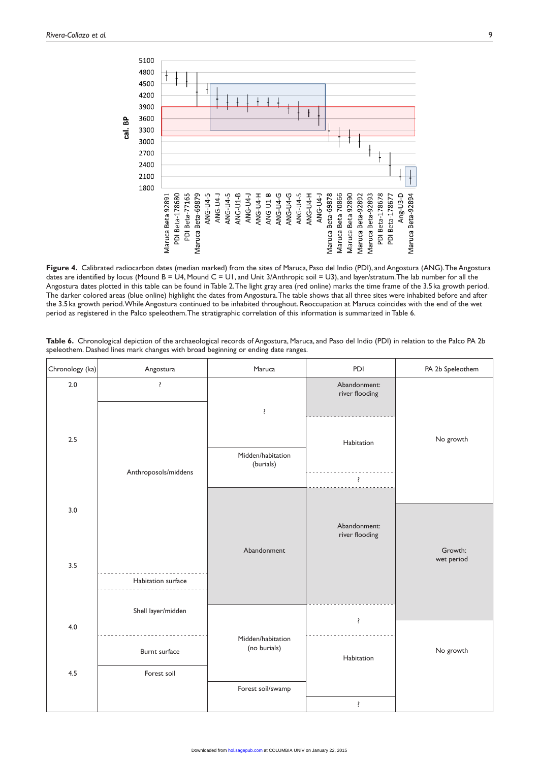**Figure 4.** Calibrated radiocarbon dates (median marked) from the sites of Maruca, Paso del Indio (PDI), and Angostura (ANG). The Angostura dates are identified by locus (Mound B = U4, Mound C = U1, and Unit 3/Anthropic soil = U3), and layer/stratum. The lab number for all the Angostura dates plotted in this table can be found in Table 2. The light gray area (red online) marks the time frame of the 3.5 ka growth period. The darker colored areas (blue online) highlight the dates from Angostura. The table shows that all three sites were inhabited before and after the 3.5 ka growth period. While Angostura continued to be inhabited throughout. Reoccupation at Maruca coincides with the end of the wet period as registered in the Palco speleothem. The stratigraphic correlation of this information is summarized in Table 6.

**Table 6.** Chronological depiction of the archaeological records of Angostura, Maruca, and Paso del Indio (PDI) in relation to the Palco PA 2b speleothem. Dashed lines mark changes with broad beginning or ending date ranges.

| Chronology (ka) | Angostura | Maruca | PDI | PA 2b Speleothem |
|---|---|---|---|---|
| 2.0 | ? | ? | Abandonment: river flooding | No growth |
| 2.5 | Anthroposols/middens | Midden/habitation (burials) | Habitation | |
| | | | ? | |
| 3.0 | | Abandonment | Abandonment: river flooding | Growth: wet period |
| 3.5 | Habitation surface | | | |
| | Shell layer/midden | | ? | |
| 4.0 | Burnt surface | Midden/habitation (no burials) | Habitation | No growth |
| 4.5 | Forest soil | Forest soil/swamp | ? | |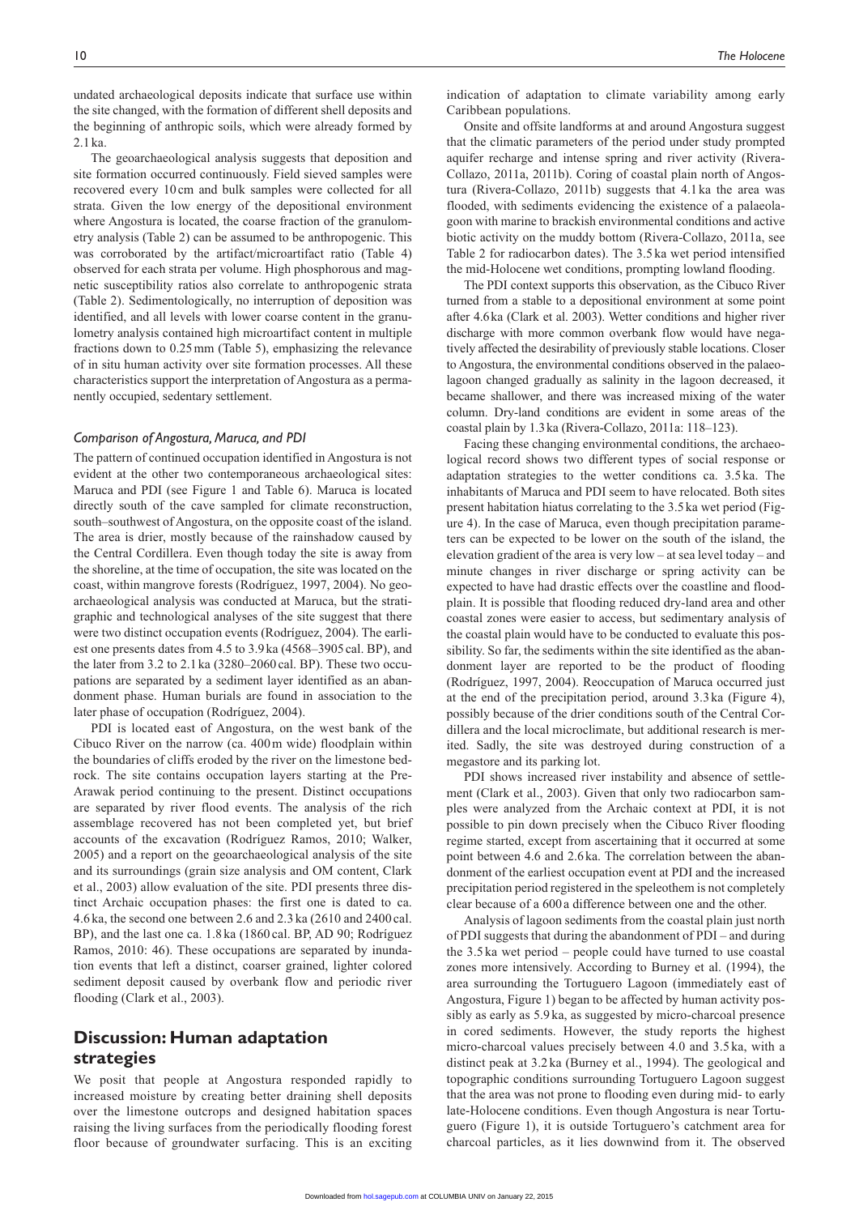undated archaeological deposits indicate that surface use within the site changed, with the formation of different shell deposits and the beginning of anthropic soils, which were already formed by 2.1 ka.

The geoarchaeological analysis suggests that deposition and site formation occurred continuously. Field sieved samples were recovered every 10 cm and bulk samples were collected for all strata. Given the low energy of the depositional environment where Angostura is located, the coarse fraction of the granulometry analysis (Table 2) can be assumed to be anthropogenic. This was corroborated by the artifact/microartifact ratio (Table 4) observed for each strata per volume. High phosphorous and magnetic susceptibility ratios also correlate to anthropogenic strata (Table 2). Sedimentologically, no interruption of deposition was identified, and all levels with lower coarse content in the granulometry analysis contained high microartifact content in multiple fractions down to 0.25 mm (Table 5), emphasizing the relevance of in situ human activity over site formation processes. All these characteristics support the interpretation of Angostura as a permanently occupied, sedentary settlement.

### *Comparison of Angostura, Maruca, and PDI*

The pattern of continued occupation identified in Angostura is not evident at the other two contemporaneous archaeological sites: Maruca and PDI (see Figure 1 and Table 6). Maruca is located directly south of the cave sampled for climate reconstruction, south–southwest of Angostura, on the opposite coast of the island. The area is drier, mostly because of the rainshadow caused by the Central Cordillera. Even though today the site is away from the shoreline, at the time of occupation, the site was located on the coast, within mangrove forests (Rodríguez, 1997, 2004). No geoarchaeological analysis was conducted at Maruca, but the stratigraphic and technological analyses of the site suggest that there were two distinct occupation events (Rodríguez, 2004). The earliest one presents dates from 4.5 to 3.9 ka (4568–3905 cal. BP), and the later from 3.2 to 2.1 ka (3280–2060 cal. BP). These two occupations are separated by a sediment layer identified as an abandonment phase. Human burials are found in association to the later phase of occupation (Rodríguez, 2004).

PDI is located east of Angostura, on the west bank of the Cibuco River on the narrow (ca. 400 m wide) floodplain within the boundaries of cliffs eroded by the river on the limestone bedrock. The site contains occupation layers starting at the Pre-Arawak period continuing to the present. Distinct occupations are separated by river flood events. The analysis of the rich assemblage recovered has not been completed yet, but brief accounts of the excavation (Rodríguez Ramos, 2010; Walker, 2005) and a report on the geoarchaeological analysis of the site and its surroundings (grain size analysis and OM content, Clark et al., 2003) allow evaluation of the site. PDI presents three distinct Archaic occupation phases: the first one is dated to ca. 4.6 ka, the second one between 2.6 and 2.3 ka (2610 and 2400 cal. BP), and the last one ca. 1.8 ka (1860 cal. BP, AD 90; Rodríguez Ramos, 2010: 46). These occupations are separated by inundation events that left a distinct, coarser grained, lighter colored sediment deposit caused by overbank flow and periodic river flooding (Clark et al., 2003).

## Discussion: Human adaptation strategies

We posit that people at Angostura responded rapidly to increased moisture by creating better draining shell deposits over the limestone outcrops and designed habitation spaces raising the living surfaces from the periodically flooding forest floor because of groundwater surfacing. This is an exciting indication of adaptation to climate variability among early Caribbean populations.

Onsite and offsite landforms at and around Angostura suggest that the climatic parameters of the period under study prompted aquifer recharge and intense spring and river activity (Rivera-Collazo, 2011a, 2011b). Coring of coastal plain north of Angostura (Rivera-Collazo, 2011b) suggests that 4.1 ka the area was flooded, with sediments evidencing the existence of a palaeolagoon with marine to brackish environmental conditions and active biotic activity on the muddy bottom (Rivera-Collazo, 2011a, see Table 2 for radiocarbon dates). The 3.5 ka wet period intensified the mid-Holocene wet conditions, prompting lowland flooding.

The PDI context supports this observation, as the Cibuco River turned from a stable to a depositional environment at some point after 4.6 ka (Clark et al. 2003). Wetter conditions and higher river discharge with more common overbank flow would have negatively affected the desirability of previously stable locations. Closer to Angostura, the environmental conditions observed in the palaeolagoon changed gradually as salinity in the lagoon decreased, it became shallower, and there was increased mixing of the water column. Dry-land conditions are evident in some areas of the coastal plain by 1.3 ka (Rivera-Collazo, 2011a: 118–123).

Facing these changing environmental conditions, the archaeological record shows two different types of social response or adaptation strategies to the wetter conditions ca. 3.5 ka. The inhabitants of Maruca and PDI seem to have relocated. Both sites present habitation hiatus correlating to the 3.5 ka wet period (Figure 4). In the case of Maruca, even though precipitation parameters can be expected to be lower on the south of the island, the elevation gradient of the area is very low – at sea level today – and minute changes in river discharge or spring activity can be expected to have had drastic effects over the coastline and floodplain. It is possible that flooding reduced dry-land area and other coastal zones were easier to access, but sedimentary analysis of the coastal plain would have to be conducted to evaluate this possibility. So far, the sediments within the site identified as the abandonment layer are reported to be the product of flooding (Rodríguez, 1997, 2004). Reoccupation of Maruca occurred just at the end of the precipitation period, around 3.3 ka (Figure 4), possibly because of the drier conditions south of the Central Cordillera and the local microclimate, but additional research is merited. Sadly, the site was destroyed during construction of a megastore and its parking lot.

PDI shows increased river instability and absence of settlement (Clark et al., 2003). Given that only two radiocarbon samples were analyzed from the Archaic context at PDI, it is not possible to pin down precisely when the Cibuco River flooding regime started, except from ascertaining that it occurred at some point between 4.6 and 2.6 ka. The correlation between the abandonment of the earliest occupation event at PDI and the increased precipitation period registered in the speleothem is not completely clear because of a 600 a difference between one and the other.

Analysis of lagoon sediments from the coastal plain just north of PDI suggests that during the abandonment of PDI – and during the 3.5 ka wet period – people could have turned to use coastal zones more intensively. According to Burney et al. (1994), the area surrounding the Tortuguero Lagoon (immediately east of Angostura, Figure 1) began to be affected by human activity possibly as early as 5.9 ka, as suggested by micro-charcoal presence in cored sediments. However, the study reports the highest micro-charcoal values precisely between 4.0 and 3.5 ka, with a distinct peak at 3.2 ka (Burney et al., 1994). The geological and topographic conditions surrounding Tortuguero Lagoon suggest that the area was not prone to flooding even during mid- to early late-Holocene conditions. Even though Angostura is near Tortuguero (Figure 1), it is outside Tortuguero's catchment area for charcoal particles, as it lies downwind from it. The observed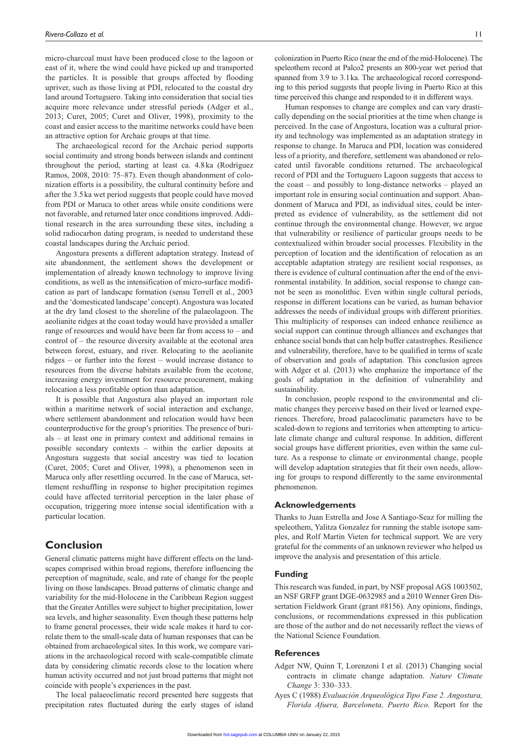micro-charcoal must have been produced close to the lagoon or east of it, where the wind could have picked up and transported the particles. It is possible that groups affected by flooding upriver, such as those living at PDI, relocated to the coastal dry land around Tortuguero. Taking into consideration that social ties acquire more relevance under stressful periods (Adger et al., 2013; Curet, 2005; Curet and Oliver, 1998), proximity to the coast and easier access to the maritime networks could have been an attractive option for Archaic groups at that time.

The archaeological record for the Archaic period supports social continuity and strong bonds between islands and continent throughout the period, starting at least ca. 4.8 ka (Rodríguez Ramos, 2008, 2010: 75–87). Even though abandonment of colonization efforts is a possibility, the cultural continuity before and after the 3.5 ka wet period suggests that people could have moved from PDI or Maruca to other areas while onsite conditions were not favorable, and returned later once conditions improved. Additional research in the area surrounding these sites, including a solid radiocarbon dating program, is needed to understand these coastal landscapes during the Archaic period.

Angostura presents a different adaptation strategy. Instead of site abandonment, the settlement shows the development or implementation of already known technology to improve living conditions, as well as the intensification of micro-surface modification as part of landscape formation (sensu Terrell et al., 2003 and the 'domesticated landscape' concept). Angostura was located at the dry land closest to the shoreline of the palaeolagoon. The aeolianite ridges at the coast today would have provided a smaller range of resources and would have been far from access to – and control of – the resource diversity available at the ecotonal area between forest, estuary, and river. Relocating to the aeolianite ridges – or further into the forest – would increase distance to resources from the diverse habitats available from the ecotone, increasing energy investment for resource procurement, making relocation a less profitable option than adaptation.

It is possible that Angostura also played an important role within a maritime network of social interaction and exchange, where settlement abandonment and relocation would have been counterproductive for the group's priorities. The presence of burials – at least one in primary context and additional remains in possible secondary contexts – within the earlier deposits at Angostura suggests that social ancestry was tied to location (Curet, 2005; Curet and Oliver, 1998), a phenomenon seen in Maruca only after resettling occurred. In the case of Maruca, settlement reshuffling in response to higher precipitation regimes could have affected territorial perception in the later phase of occupation, triggering more intense social identification with a particular location.

## Conclusion

General climatic patterns might have different effects on the landscapes comprised within broad regions, therefore influencing the perception of magnitude, scale, and rate of change for the people living on those landscapes. Broad patterns of climatic change and variability for the mid-Holocene in the Caribbean Region suggest that the Greater Antilles were subject to higher precipitation, lower sea levels, and higher seasonality. Even though these patterns help to frame general processes, their wide scale makes it hard to correlate them to the small-scale data of human responses that can be obtained from archaeological sites. In this work, we compare variations in the archaeological record with scale-compatible climate data by considering climatic records close to the location where human activity occurred and not just broad patterns that might not coincide with people's experiences in the past.

The local palaeoclimatic record presented here suggests that precipitation rates fluctuated during the early stages of island colonization in Puerto Rico (near the end of the mid-Holocene). The speleothem record at Palco2 presents an 800-year wet period that spanned from 3.9 to 3.1 ka. The archaeological record corresponding to this period suggests that people living in Puerto Rico at this time perceived this change and responded to it in different ways.

Human responses to change are complex and can vary drastically depending on the social priorities at the time when change is perceived. In the case of Angostura, location was a cultural priority and technology was implemented as an adaptation strategy in response to change. In Maruca and PDI, location was considered less of a priority, and therefore, settlement was abandoned or relocated until favorable conditions returned. The archaeological record of PDI and the Tortuguero Lagoon suggests that access to the coast – and possibly to long-distance networks – played an important role in ensuring social continuation and support. Abandonment of Maruca and PDI, as individual sites, could be interpreted as evidence of vulnerability, as the settlement did not continue through the environmental change. However, we argue that vulnerability or resilience of particular groups needs to be contextualized within broader social processes. Flexibility in the perception of location and the identification of relocation as an acceptable adaptation strategy are resilient social responses, as there is evidence of cultural continuation after the end of the environmental instability. In addition, social response to change cannot be seen as monolithic. Even within single cultural periods, response in different locations can be varied, as human behavior addresses the needs of individual groups with different priorities. This multiplicity of responses can indeed enhance resilience as social support can continue through alliances and exchanges that enhance social bonds that can help buffer catastrophes. Resilience and vulnerability, therefore, have to be qualified in terms of scale of observation and goals of adaptation. This conclusion agrees with Adger et al. (2013) who emphasize the importance of the goals of adaptation in the definition of vulnerability and sustainability.

In conclusion, people respond to the environmental and climatic changes they perceive based on their lived or learned experiences. Therefore, broad palaeoclimatic parameters have to be scaled-down to regions and territories when attempting to articulate climate change and cultural response. In addition, different social groups have different priorities, even within the same culture. As a response to climate or environmental change, people will develop adaptation strategies that fit their own needs, allowing for groups to respond differently to the same environmental phenomenon.

### Acknowledgements

Thanks to Juan Estrella and Jose A Santiago-Seaz for milling the speleothem, Yalitza Gonzalez for running the stable isotope samples, and Rolf Martin Vieten for technical support. We are very grateful for the comments of an unknown reviewer who helped us improve the analysis and presentation of this article.

### Funding

This research was funded, in part, by NSF proposal AGS 1003502, an NSF GRFP grant DGE-0632985 and a 2010 Wenner Gren Dissertation Fieldwork Grant (grant #8156). Any opinions, findings, conclusions, or recommendations expressed in this publication are those of the author and do not necessarily reflect the views of the National Science Foundation.

### References

Adger NW, Quinn T, Lorenzoni I et al. (2013) Changing social contracts in climate change adaptation. *Nature Climate Change* 3: 330–333.

Ayes C (1988) *Evaluación Arqueológica Tipo Fase 2. Angostura, Florida Afuera, Barceloneta, Puerto Rico*. Report for the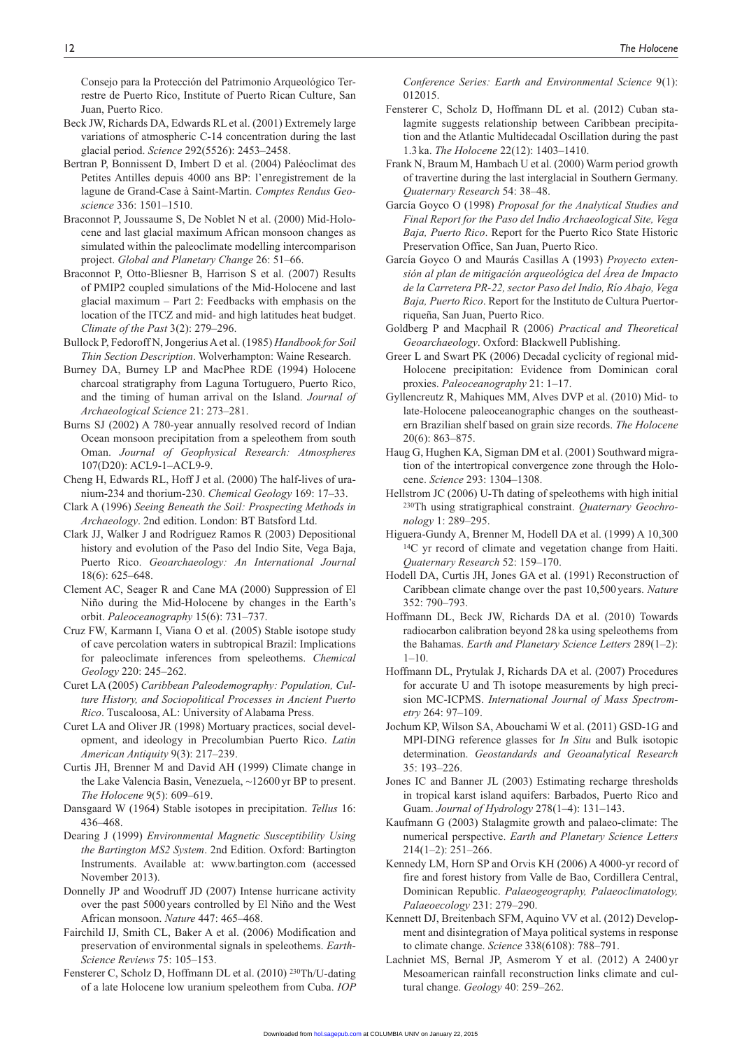Consejo para la Protección del Patrimonio Arqueológico Terrestre de Puerto Rico, Institute of Puerto Rican Culture, San Juan, Puerto Rico.

Beck JW, Richards DA, Edwards RL et al. (2001) Extremely large variations of atmospheric C-14 concentration during the last glacial period. *Science* 292(5526): 2453–2458.

Bertran P, Bonnissent D, Imbert D et al. (2004) Paléoclimat des Petites Antilles depuis 4000 ans BP: l'enregistrement de la lagune de Grand-Case à Saint-Martin. *Comptes Rendus Geoscience* 336: 1501–1510.

Braconnot P, Joussaume S, De Noblet N et al. (2000) Mid-Holocene and last glacial maximum African monsoon changes as simulated within the paleoclimate modelling intercomparison project. *Global and Planetary Change* 26: 51–66.

Braconnot P, Otto-Bliesner B, Harrison S et al. (2007) Results of PMIP2 coupled simulations of the Mid-Holocene and last glacial maximum – Part 2: Feedbacks with emphasis on the location of the ITCZ and mid- and high latitudes heat budget. *Climate of the Past* 3(2): 279–296.

Bullock P, Fedoroff N, Jongerius A et al. (1985) *Handbook for Soil Thin Section Description*. Wolverhampton: Waine Research.

Burney DA, Burney LP and MacPhee RDE (1994) Holocene charcoal stratigraphy from Laguna Tortuguero, Puerto Rico, and the timing of human arrival on the Island. *Journal of Archaeological Science* 21: 273–281.

Burns SJ (2002) A 780-year annually resolved record of Indian Ocean monsoon precipitation from a speleothem from south Oman. *Journal of Geophysical Research: Atmospheres* 107(D20): ACL9-1–ACL9-9.

Cheng H, Edwards RL, Hoff J et al. (2000) The half-lives of uranium-234 and thorium-230. *Chemical Geology* 169: 17–33.

Clark A (1996) *Seeing Beneath the Soil: Prospecting Methods in Archaeology*. 2nd edition. London: BT Batsford Ltd.

Clark JJ, Walker J and Rodríguez Ramos R (2003) Depositional history and evolution of the Paso del Indio Site, Vega Baja, Puerto Rico. *Geoarchaeology: An International Journal* 18(6): 625–648.

Clement AC, Seager R and Cane MA (2000) Suppression of El Niño during the Mid-Holocene by changes in the Earth's orbit. *Paleoceanography* 15(6): 731–737.

Cruz FW, Karmann I, Viana O et al. (2005) Stable isotope study of cave percolation waters in subtropical Brazil: Implications for paleoclimate inferences from speleothems. *Chemical Geology* 220: 245–262.

Curet LA (2005) *Caribbean Paleodemography: Population, Culture History, and Sociopolitical Processes in Ancient Puerto Rico*. Tuscaloosa, AL: University of Alabama Press.

Curet LA and Oliver JR (1998) Mortuary practices, social development, and ideology in Precolumbian Puerto Rico. *Latin American Antiquity* 9(3): 217–239.

Curtis JH, Brenner M and David AH (1999) Climate change in the Lake Valencia Basin, Venezuela, ~12600 yr BP to present. *The Holocene* 9(5): 609–619.

Dansgaard W (1964) Stable isotopes in precipitation. *Tellus* 16: 436–468.

Dearing J (1999) *Environmental Magnetic Susceptibility Using the Bartington MS2 System*. 2nd Edition. Oxford: Bartington Instruments. Available at: www.bartington.com (accessed November 2013).

Donnelly JP and Woodruff JD (2007) Intense hurricane activity over the past 5000 years controlled by El Niño and the West African monsoon. *Nature* 447: 465–468.

Fairchild IJ, Smith CL, Baker A et al. (2006) Modification and preservation of environmental signals in speleothems. *Earth-Science Reviews* 75: 105–153.

Fensterer C, Scholz D, Hoffmann DL et al. (2010) $^{230}$Th/U-dating of a late Holocene low uranium speleothem from Cuba. *IOP Conference Series: Earth and Environmental Science* 9(1): 012015.

Fensterer C, Scholz D, Hoffmann DL et al. (2012) Cuban stalagmite suggests relationship between Caribbean precipitation and the Atlantic Multidecadal Oscillation during the past 1.3 ka. *The Holocene* 22(12): 1403–1410.

Frank N, Braum M, Hambach U et al. (2000) Warm period growth of travertine during the last interglacial in Southern Germany. *Quaternary Research* 54: 38–48.

García Goyco O (1998) *Proposal for the Analytical Studies and Final Report for the Paso del Indio Archaeological Site, Vega Baja, Puerto Rico*. Report for the Puerto Rico State Historic Preservation Office, San Juan, Puerto Rico.

García Goyco O and Maurás Casillas A (1993) *Proyecto extensión al plan de mitigación arqueológica del Área de Impacto de la Carretera PR-22, sector Paso del Indio, Río Abajo, Vega Baja, Puerto Rico*. Report for the Instituto de Cultura Puertorriqueña, San Juan, Puerto Rico.

Goldberg P and Macphail R (2006) *Practical and Theoretical Geoarchaeology*. Oxford: Blackwell Publishing.

Greer L and Swart PK (2006) Decadal cyclicity of regional mid-Holocene precipitation: Evidence from Dominican coral proxies. *Paleoceanography* 21: 1–17.

Gyllencreutz R, Mahiques MM, Alves DVP et al. (2010) Mid- to late-Holocene paleoceanographic changes on the southeastern Brazilian shelf based on grain size records. *The Holocene* 20(6): 863–875.

Haug G, Hughen KA, Sigman DM et al. (2001) Southward migration of the intertropical convergence zone through the Holocene. *Science* 293: 1304–1308.

Hellstrom JC (2006) U-Th dating of speleothems with high initial $^{230}$Th using stratigraphical constraint. *Quaternary Geochronology* 1: 289–295.

Higuera-Gundy A, Brenner M, Hodell DA et al. (1999) A 10,300 $^{14}$C yr record of climate and vegetation change from Haiti. *Quaternary Research* 52: 159–170.

Hodell DA, Curtis JH, Jones GA et al. (1991) Reconstruction of Caribbean climate change over the past 10,500 years. *Nature* 352: 790–793.

Hoffmann DL, Beck JW, Richards DA et al. (2010) Towards radiocarbon calibration beyond 28 ka using speleothems from the Bahamas. *Earth and Planetary Science Letters* 289(1–2): 1–10.

Hoffmann DL, Prytulak J, Richards DA et al. (2007) Procedures for accurate U and Th isotope measurements by high precision MC-ICPMS. *International Journal of Mass Spectrometry* 264: 97–109.

Jochum KP, Wilson SA, Abouchami W et al. (2011) GSD-1G and MPI-DING reference glasses for *In Situ* and Bulk isotopic determination. *Geostandards and Geoanalytical Research* 35: 193–226.

Jones IC and Banner JL (2003) Estimating recharge thresholds in tropical karst island aquifers: Barbados, Puerto Rico and Guam. *Journal of Hydrology* 278(1–4): 131–143.

Kaufmann G (2003) Stalagmite growth and palaeo-climate: The numerical perspective. *Earth and Planetary Science Letters* 214(1–2): 251–266.

Kennedy LM, Horn SP and Orvis KH (2006) A 4000-yr record of fire and forest history from Valle de Bao, Cordillera Central, Dominican Republic. *Palaeogeography, Palaeoclimatology, Palaeoecology* 231: 279–290.

Kennett DJ, Breitenbach SFM, Aquino VV et al. (2012) Development and disintegration of Maya political systems in response to climate change. *Science* 338(6108): 788–791.

Lachniet MS, Bernal JP, Asmerom Y et al. (2012) A 2400 yr Mesoamerican rainfall reconstruction links climate and cultural change. *Geology* 40: 259–262.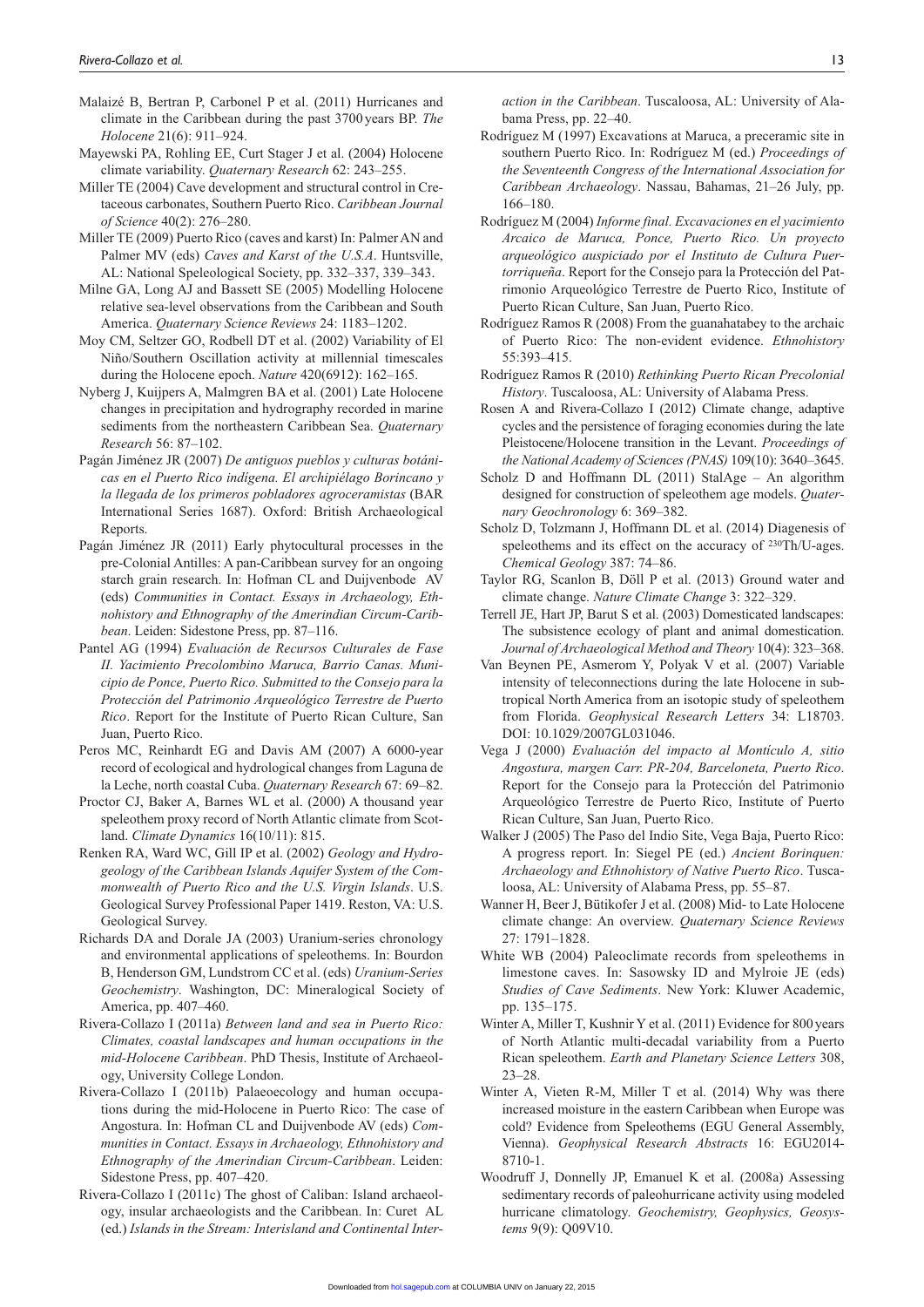Malaizé B, Bertran P, Carbonel P et al. (2011) Hurricanes and climate in the Caribbean during the past 3700 years BP. *The Holocene* 21(6): 911–924.

Mayewski PA, Rohling EE, Curt Stager J et al. (2004) Holocene climate variability. *Quaternary Research* 62: 243–255.

Miller TE (2004) Cave development and structural control in Cretaceous carbonates, Southern Puerto Rico. *Caribbean Journal of Science* 40(2): 276–280.

Miller TE (2009) Puerto Rico (caves and karst) In: Palmer AN and Palmer MV (eds) *Caves and Karst of the U.S.A*. Huntsville, AL: National Speleological Society, pp. 332–337, 339–343.

Milne GA, Long AJ and Bassett SE (2005) Modelling Holocene relative sea-level observations from the Caribbean and South America. *Quaternary Science Reviews* 24: 1183–1202.

Moy CM, Seltzer GO, Rodbell DT et al. (2002) Variability of El Niño/Southern Oscillation activity at millennial timescales during the Holocene epoch. *Nature* 420(6912): 162–165.

Nyberg J, Kuijpers A, Malmgren BA et al. (2001) Late Holocene changes in precipitation and hydrography recorded in marine sediments from the northeastern Caribbean Sea. *Quaternary Research* 56: 87–102.

Pagán Jiménez JR (2007) *De antiguos pueblos y culturas botánicas en el Puerto Rico indígena. El archipiélago Borincano y la llegada de los primeros pobladores agroceramistas* (BAR International Series 1687). Oxford: British Archaeological Reports.

Pagán Jiménez JR (2011) Early phytocultural processes in the pre-Colonial Antilles: A pan-Caribbean survey for an ongoing starch grain research. In: Hofman CL and Duijvenbode AV (eds) *Communities in Contact. Essays in Archaeology, Ethnohistory and Ethnography of the Amerindian Circum-Caribbean*. Leiden: Sidestone Press, pp. 87–116.

Pantel AG (1994) *Evaluación de Recursos Culturales de Fase II. Yacimiento Precolombino Maruca, Barrio Canas. Municipio de Ponce, Puerto Rico. Submitted to the Consejo para la Protección del Patrimonio Arqueológico Terrestre de Puerto Rico*. Report for the Institute of Puerto Rican Culture, San Juan, Puerto Rico.

Peros MC, Reinhardt EG and Davis AM (2007) A 6000-year record of ecological and hydrological changes from Laguna de la Leche, north coastal Cuba. *Quaternary Research* 67: 69–82.

Proctor CJ, Baker A, Barnes WL et al. (2000) A thousand year speleothem proxy record of North Atlantic climate from Scotland. *Climate Dynamics* 16(10/11): 815.

Renken RA, Ward WC, Gill IP et al. (2002) *Geology and Hydrogeology of the Caribbean Islands Aquifer System of the Commonwealth of Puerto Rico and the U.S. Virgin Islands*. U.S. Geological Survey Professional Paper 1419. Reston, VA: U.S. Geological Survey.

Richards DA and Dorale JA (2003) Uranium-series chronology and environmental applications of speleothems. In: Bourdon B, Henderson GM, Lundstrom CC et al. (eds) *Uranium-Series Geochemistry*. Washington, DC: Mineralogical Society of America, pp. 407–460.

Rivera-Collazo I (2011a) *Between land and sea in Puerto Rico: Climates, coastal landscapes and human occupations in the mid-Holocene Caribbean*. PhD Thesis, Institute of Archaeology, University College London.

Rivera-Collazo I (2011b) Palaeoecology and human occupations during the mid-Holocene in Puerto Rico: The case of Angostura. In: Hofman CL and Duijvenbode AV (eds) *Communities in Contact. Essays in Archaeology, Ethnohistory and Ethnography of the Amerindian Circum-Caribbean*. Leiden: Sidestone Press, pp. 407–420.

Rivera-Collazo I (2011c) The ghost of Caliban: Island archaeology, insular archaeologists and the Caribbean. In: Curet AL (ed.) *Islands in the Stream: Interisland and Continental Interaction in the Caribbean*. Tuscaloosa, AL: University of Alabama Press, pp. 22–40.

Rodríguez M (1997) Excavations at Maruca, a preceramic site in southern Puerto Rico. In: Rodríguez M (ed.) *Proceedings of the Seventeenth Congress of the International Association for Caribbean Archaeology*. Nassau, Bahamas, 21–26 July, pp. 166–180.

Rodríguez M (2004) *Informe final. Excavaciones en el yacimiento Arcaico de Maruca, Ponce, Puerto Rico. Un proyecto arqueológico auspiciado por el Instituto de Cultura Puertorriqueña*. Report for the Consejo para la Protección del Patrimonio Arqueológico Terrestre de Puerto Rico, Institute of Puerto Rican Culture, San Juan, Puerto Rico.

Rodríguez Ramos R (2008) From the guanahatabey to the archaic of Puerto Rico: The non-evident evidence. *Ethnohistory* 55:393–415.

Rodríguez Ramos R (2010) *Rethinking Puerto Rican Precolonial History*. Tuscaloosa, AL: University of Alabama Press.

Rosen A and Rivera-Collazo I (2012) Climate change, adaptive cycles and the persistence of foraging economies during the late Pleistocene/Holocene transition in the Levant. *Proceedings of the National Academy of Sciences (PNAS)* 109(10): 3640–3645.

Scholz D and Hoffmann DL (2011) StalAge – An algorithm designed for construction of speleothem age models. *Quaternary Geochronology* 6: 369–382.

Scholz D, Tolzmann J, Hoffmann DL et al. (2014) Diagenesis of speleothems and its effect on the accuracy of $^{230}$Th/U-ages. *Chemical Geology* 387: 74–86.

Taylor RG, Scanlon B, Döll P et al. (2013) Ground water and climate change. *Nature Climate Change* 3: 322–329.

Terrell JE, Hart JP, Barut S et al. (2003) Domesticated landscapes: The subsistence ecology of plant and animal domestication. *Journal of Archaeological Method and Theory* 10(4): 323–368.

Van Beynen PE, Asmerom Y, Polyak V et al. (2007) Variable intensity of teleconnections during the late Holocene in subtropical North America from an isotopic study of speleothem from Florida. *Geophysical Research Letters* 34: L18703. DOI: 10.1029/2007GL031046.

Vega J (2000) *Evaluación del impacto al Montículo A, sitio Angostura, margen Carr. PR-204, Barceloneta, Puerto Rico*. Report for the Consejo para la Protección del Patrimonio Arqueológico Terrestre de Puerto Rico, Institute of Puerto Rican Culture, San Juan, Puerto Rico.

Walker J (2005) The Paso del Indio Site, Vega Baja, Puerto Rico: A progress report. In: Siegel PE (ed.) *Ancient Borinquen: Archaeology and Ethnohistory of Native Puerto Rico*. Tuscaloosa, AL: University of Alabama Press, pp. 55–87.

Wanner H, Beer J, Bütikofer J et al. (2008) Mid- to Late Holocene climate change: An overview. *Quaternary Science Reviews* 27: 1791–1828.

White WB (2004) Paleoclimate records from speleothems in limestone caves. In: Sasowsky ID and Mylroie JE (eds) *Studies of Cave Sediments*. New York: Kluwer Academic, pp. 135–175.

Winter A, Miller T, Kushnir Y et al. (2011) Evidence for 800 years of North Atlantic multi-decadal variability from a Puerto Rican speleothem. *Earth and Planetary Science Letters* 308, 23–28.

Winter A, Vieten R-M, Miller T et al. (2014) Why was there increased moisture in the eastern Caribbean when Europe was cold? Evidence from Speleothems (EGU General Assembly, Vienna). *Geophysical Research Abstracts* 16: EGU2014-8710-1.

Woodruff J, Donnelly JP, Emanuel K et al. (2008a) Assessing sedimentary records of paleohurricane activity using modeled hurricane climatology. *Geochemistry, Geophysics, Geosystems* 9(9): Q09V10.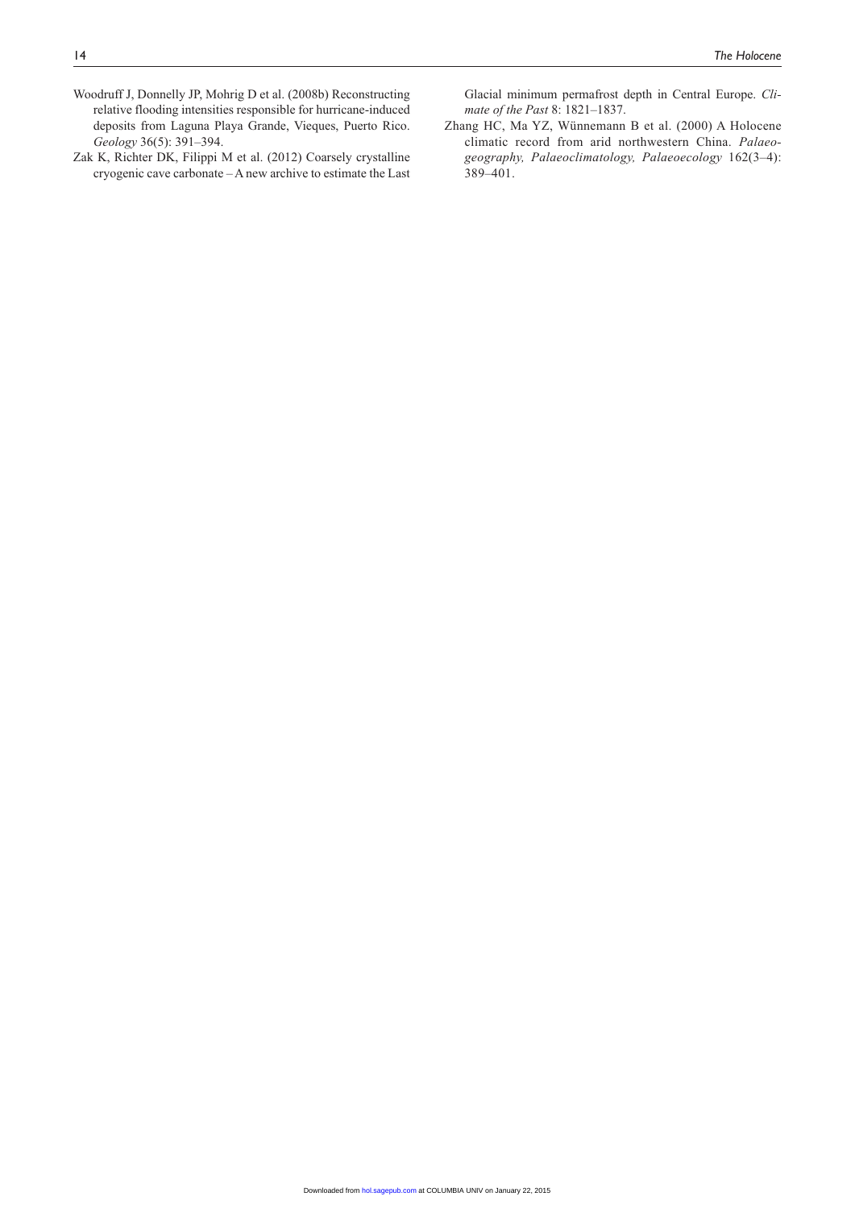Woodruff J, Donnelly JP, Mohrig D et al. (2008b) Reconstructing relative flooding intensities responsible for hurricane-induced deposits from Laguna Playa Grande, Vieques, Puerto Rico. *Geology* 36(5): 391–394.

Zak K, Richter DK, Filippi M et al. (2012) Coarsely crystalline cryogenic cave carbonate – A new archive to estimate the Last Glacial minimum permafrost depth in Central Europe. *Climate of the Past* 8: 1821–1837.

Zhang HC, Ma YZ, Wünnemann B et al. (2000) A Holocene climatic record from arid northwestern China. *Palaeogeography, Palaeoclimatology, Palaeoecology* 162(3–4): 389–401.